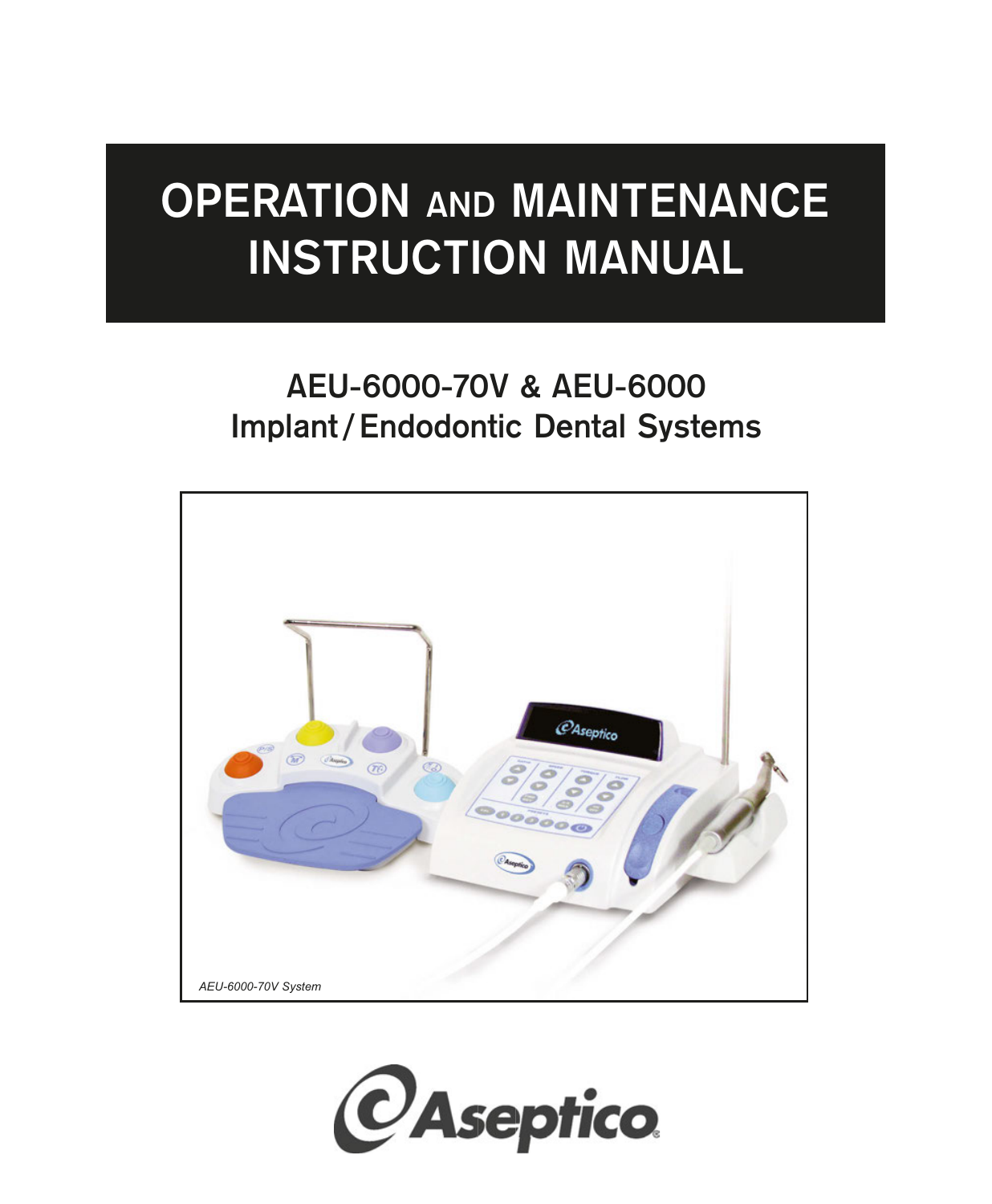# OPERATION AND MAINTENANCE INSTRUCTION MANUAL

## AEU-6000-70V & AEU-6000 Implant / Endodontic Dental Systems

*AEU-6000-70V System*

Aseptico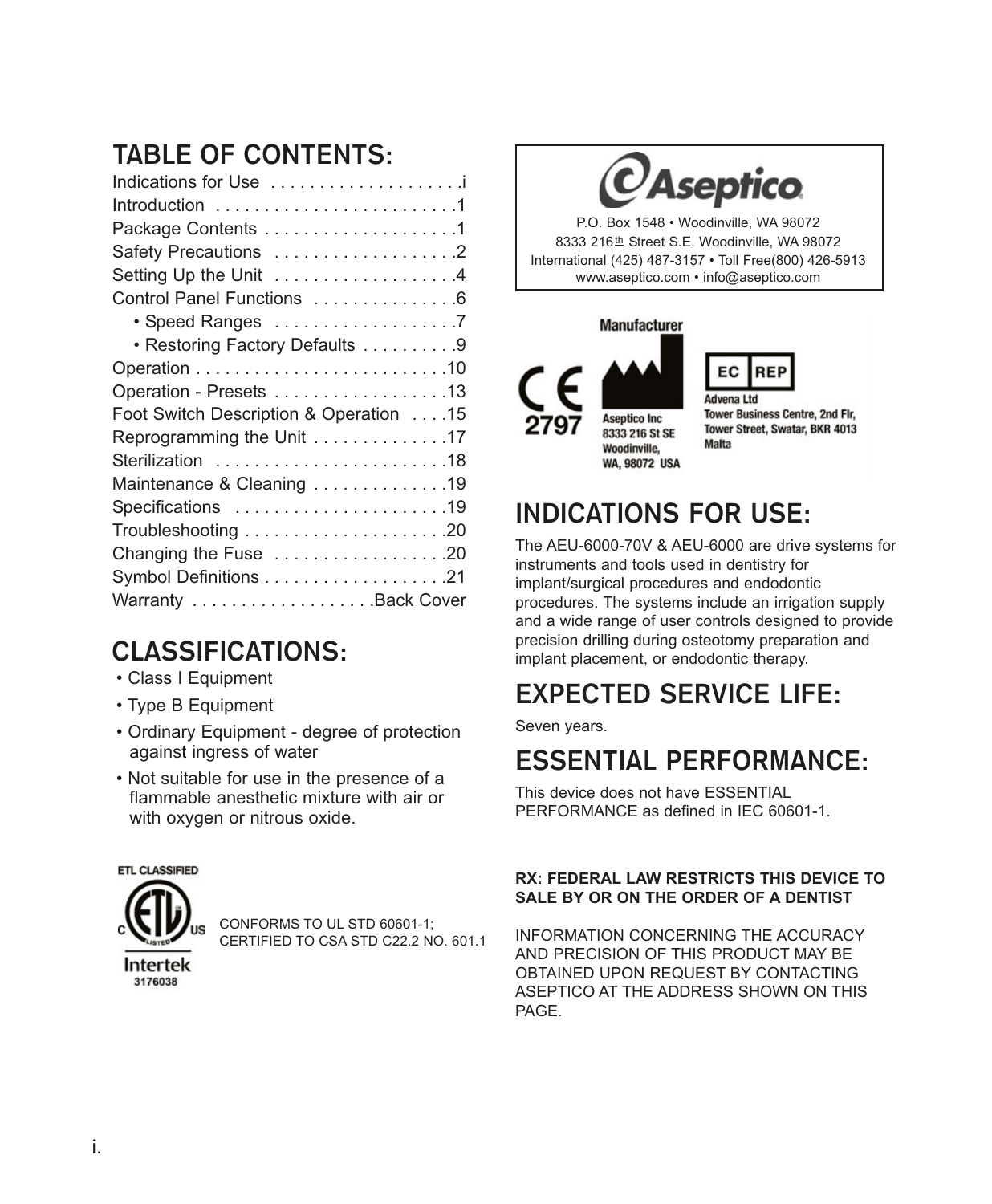## TABLE OF CONTENTS:

Indications for Use . . . . . . . . . . . . . . . . . . . .i
Introduction . . . . . . . . . . . . . . . . . . . . . . . . .1
Package Contents . . . . . . . . . . . . . . . . . . . .1
Safety Precautions . . . . . . . . . . . . . . . . . . .2
Setting Up the Unit . . . . . . . . . . . . . . . . . . .4
Control Panel Functions . . . . . . . . . . . . . . .6
- Speed Ranges . . . . . . . . . . . . . . . . . . .7
- Restoring Factory Defaults . . . . . . . . . .9

Operation . . . . . . . . . . . . . . . . . . . . . . . . . .10
Operation - Presets . . . . . . . . . . . . . . . . . .13
Foot Switch Description & Operation . . . .15
Reprogramming the Unit . . . . . . . . . . . . . .17
Sterilization . . . . . . . . . . . . . . . . . . . . . . . .18
Maintenance & Cleaning . . . . . . . . . . . . . .19
Specifications . . . . . . . . . . . . . . . . . . . . . .19
Troubleshooting . . . . . . . . . . . . . . . . . . . . .20
Changing the Fuse . . . . . . . . . . . . . . . . . .20
Symbol Definitions . . . . . . . . . . . . . . . . . . .21
Warranty . . . . . . . . . . . . . . . . . . .Back Cover

## CLASSIFICATIONS:

- Class I Equipment
- Type B Equipment
- Ordinary Equipment - degree of protection against ingress of water
- Not suitable for use in the presence of a flammable anesthetic mixture with air or with oxygen or nitrous oxide.

ETL CLASSIFIED
C US
Intertek
3176038

CONFORMS TO UL STD 60601-1;
CERTIFIED TO CSA STD C22.2 NO. 601.1

Aseptico
P.O. Box 1548 • Woodinville, WA 98072
8333 216th Street S.E. Woodinville, WA 98072
International (425) 487-3157 • Toll Free(800) 426-5913
www.aseptico.com • info@aseptico.com

CE 2797

Manufacturer
Aseptico Inc
8333 216 St SE
Woodinville,
WA, 98072 USA

EC REP
Advena Ltd
Tower Business Centre, 2nd Flr,
Tower Street, Swatar, BKR 4013
Malta

## INDICATIONS FOR USE:

The AEU-6000-70V & AEU-6000 are drive systems for instruments and tools used in dentistry for implant/surgical procedures and endodontic procedures. The systems include an irrigation supply and a wide range of user controls designed to provide precision drilling during osteotomy preparation and implant placement, or endodontic therapy.

## EXPECTED SERVICE LIFE:

Seven years.

## ESSENTIAL PERFORMANCE:

This device does not have ESSENTIAL PERFORMANCE as defined in IEC 60601-1.

**RX: FEDERAL LAW RESTRICTS THIS DEVICE TO SALE BY OR ON THE ORDER OF A DENTIST**

INFORMATION CONCERNING THE ACCURACY AND PRECISION OF THIS PRODUCT MAY BE OBTAINED UPON REQUEST BY CONTACTING ASEPTICO AT THE ADDRESS SHOWN ON THIS PAGE.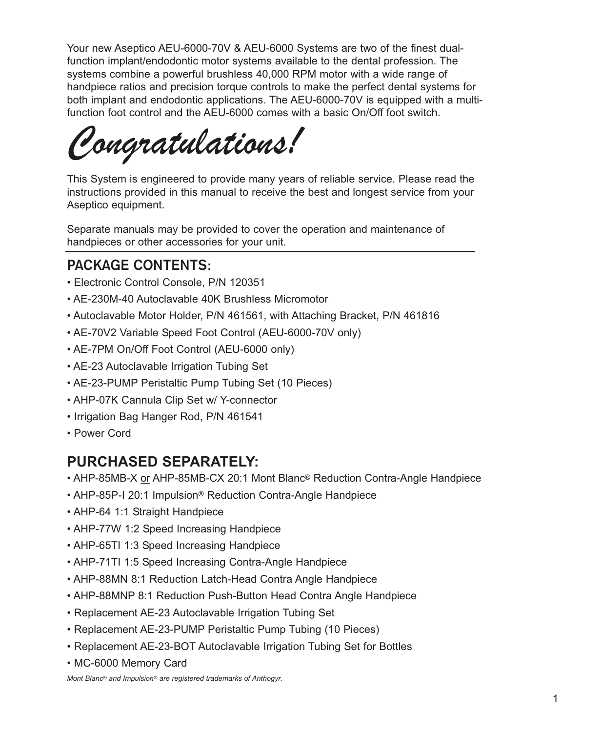Your new Aseptico AEU-6000-70V & AEU-6000 Systems are two of the finest dual-function implant/endodontic motor systems available to the dental profession. The systems combine a powerful brushless 40,000 RPM motor with a wide range of handpiece ratios and precision torque controls to make the perfect dental systems for both implant and endodontic applications. The AEU-6000-70V is equipped with a multi-function foot control and the AEU-6000 comes with a basic On/Off foot switch.

# *Congratulations!*

This System is engineered to provide many years of reliable service. Please read the instructions provided in this manual to receive the best and longest service from your Aseptico equipment.

Separate manuals may be provided to cover the operation and maintenance of handpieces or other accessories for your unit.

## PACKAGE CONTENTS:

- Electronic Control Console, P/N 120351
- AE-230M-40 Autoclavable 40K Brushless Micromotor
- Autoclavable Motor Holder, P/N 461561, with Attaching Bracket, P/N 461816
- AE-70V2 Variable Speed Foot Control (AEU-6000-70V only)
- AE-7PM On/Off Foot Control (AEU-6000 only)
- AE-23 Autoclavable Irrigation Tubing Set
- AE-23-PUMP Peristaltic Pump Tubing Set (10 Pieces)
- AHP-07K Cannula Clip Set w/ Y-connector
- Irrigation Bag Hanger Rod, P/N 461541
- Power Cord

## PURCHASED SEPARATELY:

- AHP-85MB-X or AHP-85MB-CX 20:1 Mont Blanc® Reduction Contra-Angle Handpiece
- AHP-85P-I 20:1 Impulsion® Reduction Contra-Angle Handpiece
- AHP-64 1:1 Straight Handpiece
- AHP-77W 1:2 Speed Increasing Handpiece
- AHP-65TI 1:3 Speed Increasing Handpiece
- AHP-71TI 1:5 Speed Increasing Contra-Angle Handpiece
- AHP-88MN 8:1 Reduction Latch-Head Contra Angle Handpiece
- AHP-88MNP 8:1 Reduction Push-Button Head Contra Angle Handpiece
- Replacement AE-23 Autoclavable Irrigation Tubing Set
- Replacement AE-23-PUMP Peristaltic Pump Tubing (10 Pieces)
- Replacement AE-23-BOT Autoclavable Irrigation Tubing Set for Bottles
- MC-6000 Memory Card

*Mont Blanc® and Impulsion® are registered trademarks of Anthogyr.*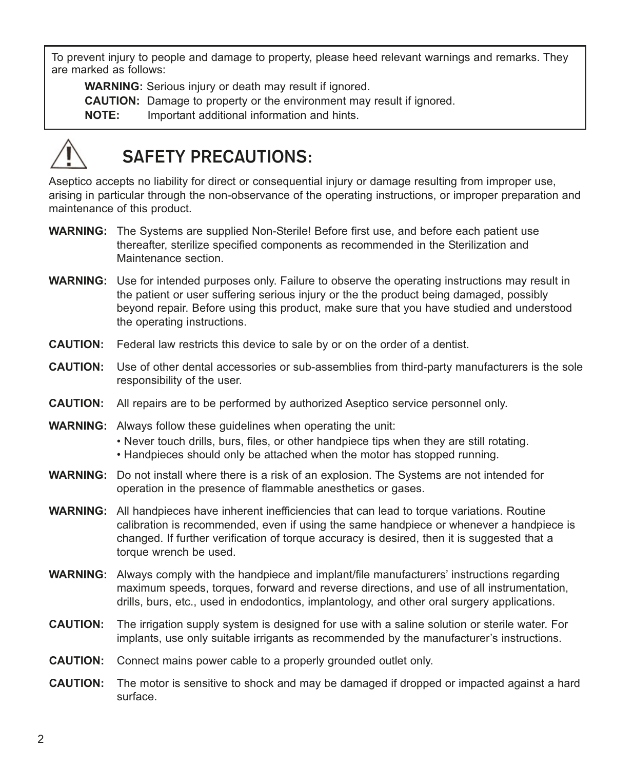To prevent injury to people and damage to property, please heed relevant warnings and remarks. They are marked as follows:

**WARNING:** Serious injury or death may result if ignored.
**CAUTION:** Damage to property or the environment may result if ignored.
**NOTE:** Important additional information and hints.

# SAFETY PRECAUTIONS:

Aseptico accepts no liability for direct or consequential injury or damage resulting from improper use, arising in particular through the non-observance of the operating instructions, or improper preparation and maintenance of this product.

**WARNING:** The Systems are supplied Non-Sterile! Before first use, and before each patient use thereafter, sterilize specified components as recommended in the Sterilization and Maintenance section.

**WARNING:** Use for intended purposes only. Failure to observe the operating instructions may result in the patient or user suffering serious injury or the the product being damaged, possibly beyond repair. Before using this product, make sure that you have studied and understood the operating instructions.

**CAUTION:** Federal law restricts this device to sale by or on the order of a dentist.

**CAUTION:** Use of other dental accessories or sub-assemblies from third-party manufacturers is the sole responsibility of the user.

**CAUTION:** All repairs are to be performed by authorized Aseptico service personnel only.

**WARNING:** Always follow these guidelines when operating the unit:
- Never touch drills, burs, files, or other handpiece tips when they are still rotating.
- Handpieces should only be attached when the motor has stopped running.

**WARNING:** Do not install where there is a risk of an explosion. The Systems are not intended for operation in the presence of flammable anesthetics or gases.

**WARNING:** All handpieces have inherent inefficiencies that can lead to torque variations. Routine calibration is recommended, even if using the same handpiece or whenever a handpiece is changed. If further verification of torque accuracy is desired, then it is suggested that a torque wrench be used.

**WARNING:** Always comply with the handpiece and implant/file manufacturers' instructions regarding maximum speeds, torques, forward and reverse directions, and use of all instrumentation, drills, burs, etc., used in endodontics, implantology, and other oral surgery applications.

**CAUTION:** The irrigation supply system is designed for use with a saline solution or sterile water. For implants, use only suitable irrigants as recommended by the manufacturer's instructions.

**CAUTION:** Connect mains power cable to a properly grounded outlet only.

**CAUTION:** The motor is sensitive to shock and may be damaged if dropped or impacted against a hard surface.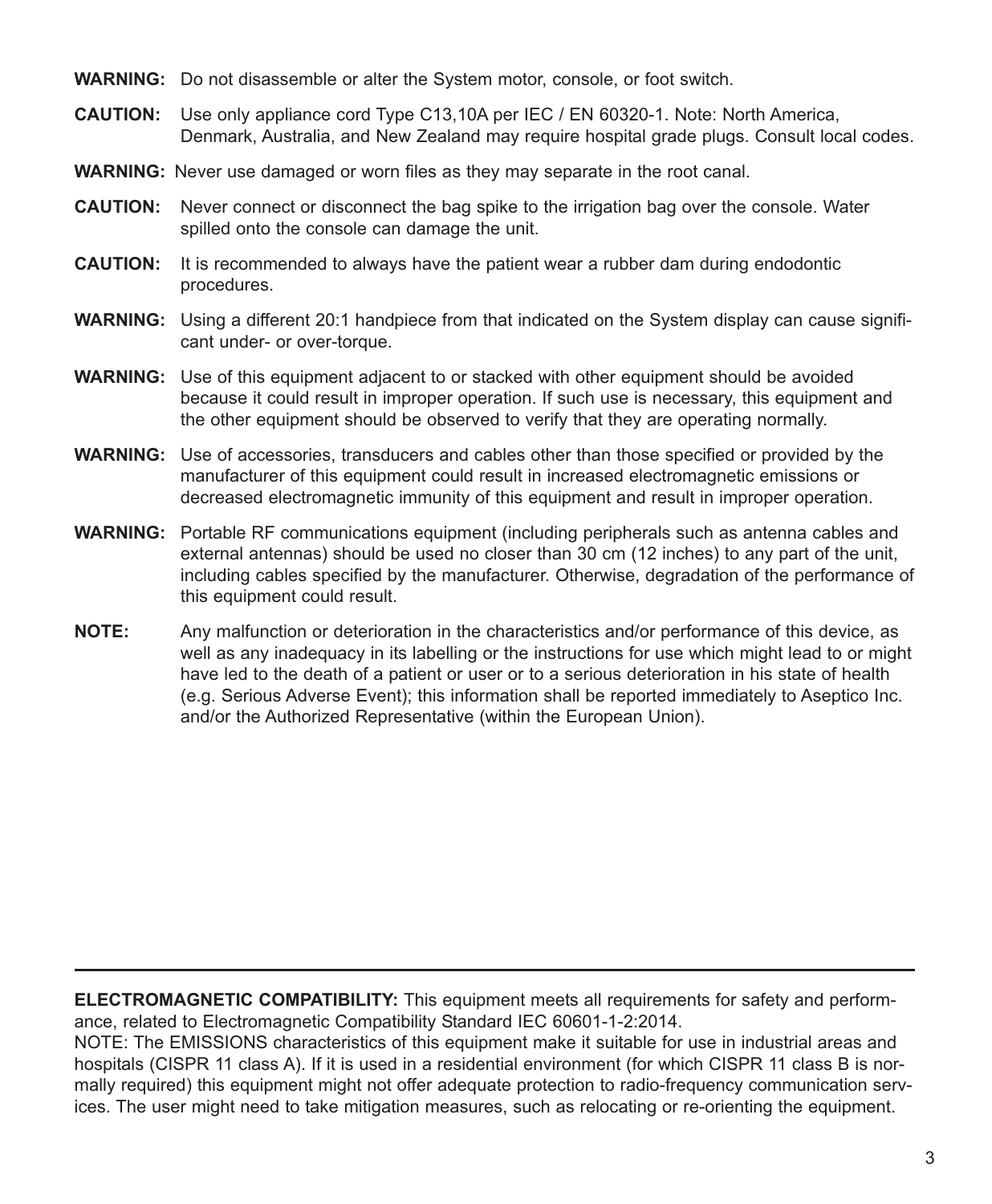**WARNING:** Do not disassemble or alter the System motor, console, or foot switch.

**CAUTION:** Use only appliance cord Type C13,10A per IEC / EN 60320-1. Note: North America, Denmark, Australia, and New Zealand may require hospital grade plugs. Consult local codes.

**WARNING:** Never use damaged or worn files as they may separate in the root canal.

**CAUTION:** Never connect or disconnect the bag spike to the irrigation bag over the console. Water spilled onto the console can damage the unit.

**CAUTION:** It is recommended to always have the patient wear a rubber dam during endodontic procedures.

**WARNING:** Using a different 20:1 handpiece from that indicated on the System display can cause significant under- or over-torque.

**WARNING:** Use of this equipment adjacent to or stacked with other equipment should be avoided because it could result in improper operation. If such use is necessary, this equipment and the other equipment should be observed to verify that they are operating normally.

**WARNING:** Use of accessories, transducers and cables other than those specified or provided by the manufacturer of this equipment could result in increased electromagnetic emissions or decreased electromagnetic immunity of this equipment and result in improper operation.

**WARNING:** Portable RF communications equipment (including peripherals such as antenna cables and external antennas) should be used no closer than 30 cm (12 inches) to any part of the unit, including cables specified by the manufacturer. Otherwise, degradation of the performance of this equipment could result.

**NOTE:** Any malfunction or deterioration in the characteristics and/or performance of this device, as well as any inadequacy in its labelling or the instructions for use which might lead to or might have led to the death of a patient or user or to a serious deterioration in his state of health (e.g. Serious Adverse Event); this information shall be reported immediately to Aseptico Inc. and/or the Authorized Representative (within the European Union).

---

**ELECTROMAGNETIC COMPATIBILITY:** This equipment meets all requirements for safety and performance, related to Electromagnetic Compatibility Standard IEC 60601-1-2:2014.
NOTE: The EMISSIONS characteristics of this equipment make it suitable for use in industrial areas and hospitals (CISPR 11 class A). If it is used in a residential environment (for which CISPR 11 class B is normally required) this equipment might not offer adequate protection to radio-frequency communication services. The user might need to take mitigation measures, such as relocating or re-orienting the equipment.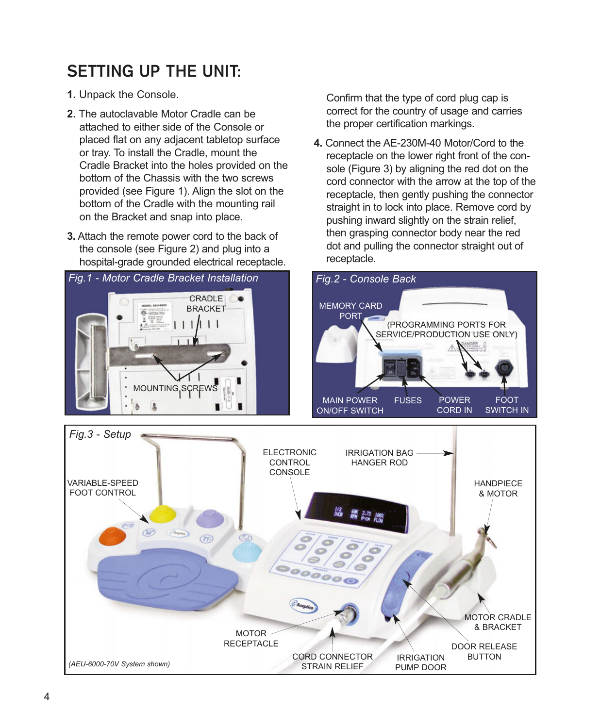## SETTING UP THE UNIT:

1. Unpack the Console.
2. The autoclavable Motor Cradle can be attached to either side of the Console or placed flat on any adjacent tabletop surface or tray. To install the Cradle, mount the Cradle Bracket into the holes provided on the bottom of the Chassis with the two screws provided (see Figure 1). Align the slot on the bottom of the Cradle with the mounting rail on the Bracket and snap into place.
3. Attach the remote power cord to the back of the console (see Figure 2) and plug into a hospital-grade grounded electrical receptacle. Confirm that the type of cord plug cap is correct for the country of usage and carries the proper certification markings.
4. Connect the AE-230M-40 Motor/Cord to the receptacle on the lower right front of the console (Figure 3) by aligning the red dot on the cord connector with the arrow at the top of the receptacle, then gently pushing the connector straight in to lock into place. Remove cord by pushing inward slightly on the strain relief, then grasping connector body near the red dot and pulling the connector straight out of receptacle.

*Fig.1 - Motor Cradle Bracket Installation*

CRADLE BRACKET

MOUNTING SCREWS

*Fig.2 - Console Back*

MEMORY CARD PORT

(PROGRAMMING PORTS FOR SERVICE/PRODUCTION USE ONLY)

MAIN POWER ON/OFF SWITCH

FUSES

POWER CORD IN

FOOT SWITCH IN

*Fig.3 - Setup*

VARIABLE-SPEED FOOT CONTROL

ELECTRONIC CONTROL CONSOLE

IRRIGATION BAG HANGER ROD

HANDPIECE & MOTOR

MOTOR CRADLE & BRACKET

DOOR RELEASE BUTTON

MOTOR RECEPTACLE

CORD CONNECTOR STRAIN RELIEF

IRRIGATION PUMP DOOR

*(AEU-6000-70V System shown)*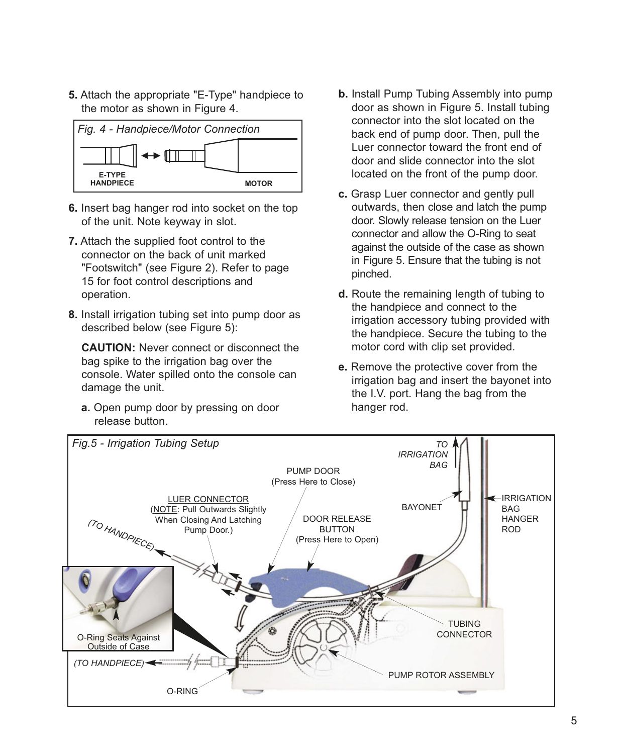5. Attach the appropriate "E-Type" handpiece to the motor as shown in Figure 4.

*Fig. 4 - Handpiece/Motor Connection*

E-TYPE HANDPIECE

MOTOR

6. Insert bag hanger rod into socket on the top of the unit. Note keyway in slot.

7. Attach the supplied foot control to the connector on the back of unit marked "Footswitch" (see Figure 2). Refer to page 15 for foot control descriptions and operation.

8. Install irrigation tubing set into pump door as described below (see Figure 5):

   **CAUTION:** Never connect or disconnect the bag spike to the irrigation bag over the console. Water spilled onto the console can damage the unit.

   **a.** Open pump door by pressing on door release button.

   **b.** Install Pump Tubing Assembly into pump door as shown in Figure 5. Install tubing connector into the slot located on the back end of pump door. Then, pull the Luer connector toward the front end of door and slide connector into the slot located on the front of the pump door.

   **c.** Grasp Luer connector and gently pull outwards, then close and latch the pump door. Slowly release tension on the Luer connector and allow the O-Ring to seat against the outside of the case as shown in Figure 5. Ensure that the tubing is not pinched.

   **d.** Route the remaining length of tubing to the handpiece and connect to the irrigation accessory tubing provided with the handpiece. Secure the tubing to the motor cord with clip set provided.

   **e.** Remove the protective cover from the irrigation bag and insert the bayonet into the I.V. port. Hang the bag from the hanger rod.

*Fig.5 - Irrigation Tubing Setup*

TO IRRIGATION BAG

PUMP DOOR (Press Here to Close)

LUER CONNECTOR (NOTE: Pull Outwards Slightly When Closing And Latching Pump Door.)

(TO HANDPIECE)

DOOR RELEASE BUTTON (Press Here to Open)

BAYONET

IRRIGATION BAG HANGER ROD

TUBING CONNECTOR

O-Ring Seats Against Outside of Case

(TO HANDPIECE)

PUMP ROTOR ASSEMBLY

O-RING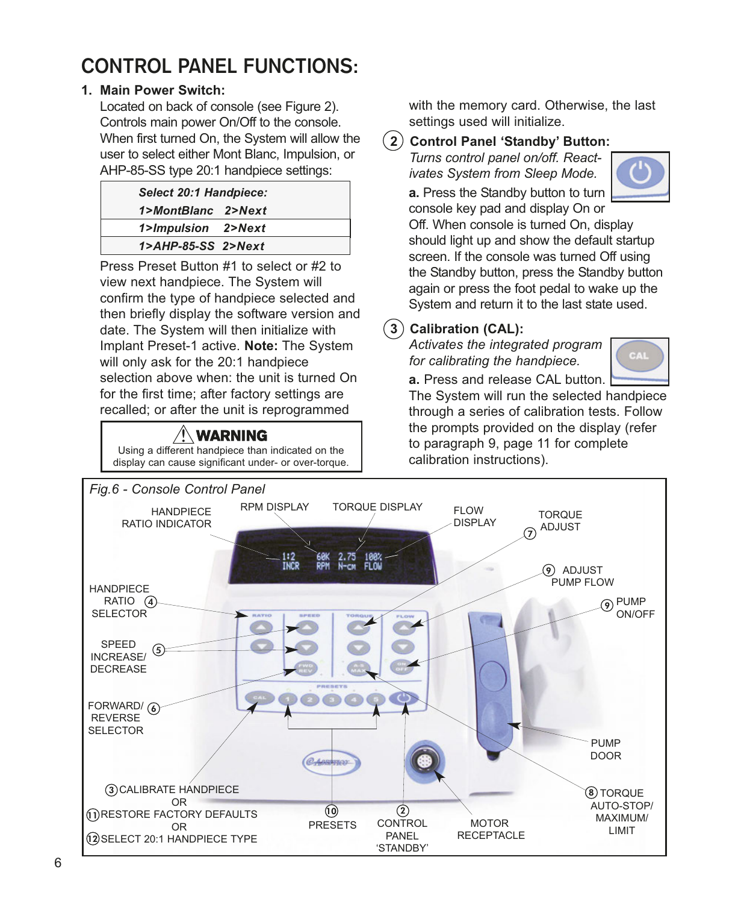# CONTROL PANEL FUNCTIONS:

**1. Main Power Switch:**

Located on back of console (see Figure 2). Controls main power On/Off to the console. When first turned On, the System will allow the user to select either Mont Blanc, Impulsion, or AHP-85-SS type 20:1 handpiece settings:

| *Select 20:1 Handpiece:* |
|---|
| *1>MontBlanc 2>Next* |
| *1>Impulsion 2>Next* |
| *1>AHP-85-SS 2>Next* |

Press Preset Button #1 to select or #2 to view next handpiece. The System will confirm the type of handpiece selected and then briefly display the software version and date. The System will then initialize with Implant Preset-1 active. **Note:** The System will only ask for the 20:1 handpiece selection above when: the unit is turned On for the first time; after factory settings are recalled; or after the unit is reprogrammed with the memory card. Otherwise, the last settings used will initialize.

> ⚠ **WARNING**
> Using a different handpiece than indicated on the display can cause significant under- or over-torque.

**2 Control Panel 'Standby' Button:**

*Turns control panel on/off. Reactivates System from Sleep Mode.*

**a.** Press the Standby button to turn console key pad and display On or Off. When console is turned On, display should light up and show the default startup screen. If the console was turned Off using the Standby button, press the Standby button again or press the foot pedal to wake up the System and return it to the last state used.

**3 Calibration (CAL):**

*Activates the integrated program for calibrating the handpiece.*

**a.** Press and release CAL button. The System will run the selected handpiece through a series of calibration tests. Follow the prompts provided on the display (refer to paragraph 9, page 11 for complete calibration instructions).

*Fig.6 - Console Control Panel*

HANDPIECE RATIO INDICATOR; RPM DISPLAY; TORQUE DISPLAY; FLOW DISPLAY; 7 TORQUE ADJUST; 9 ADJUST PUMP FLOW; 9 PUMP ON/OFF; 4 HANDPIECE RATIO SELECTOR; 5 SPEED INCREASE/ DECREASE; 6 FORWARD/ REVERSE SELECTOR; PUMP DOOR; 8 TORQUE AUTO-STOP/ MAXIMUM/ LIMIT; 3 CALIBRATE HANDPIECE OR 11 RESTORE FACTORY DEFAULTS OR 12 SELECT 20:1 HANDPIECE TYPE; 10 PRESETS; 2 CONTROL PANEL 'STANDBY'; MOTOR RECEPTACLE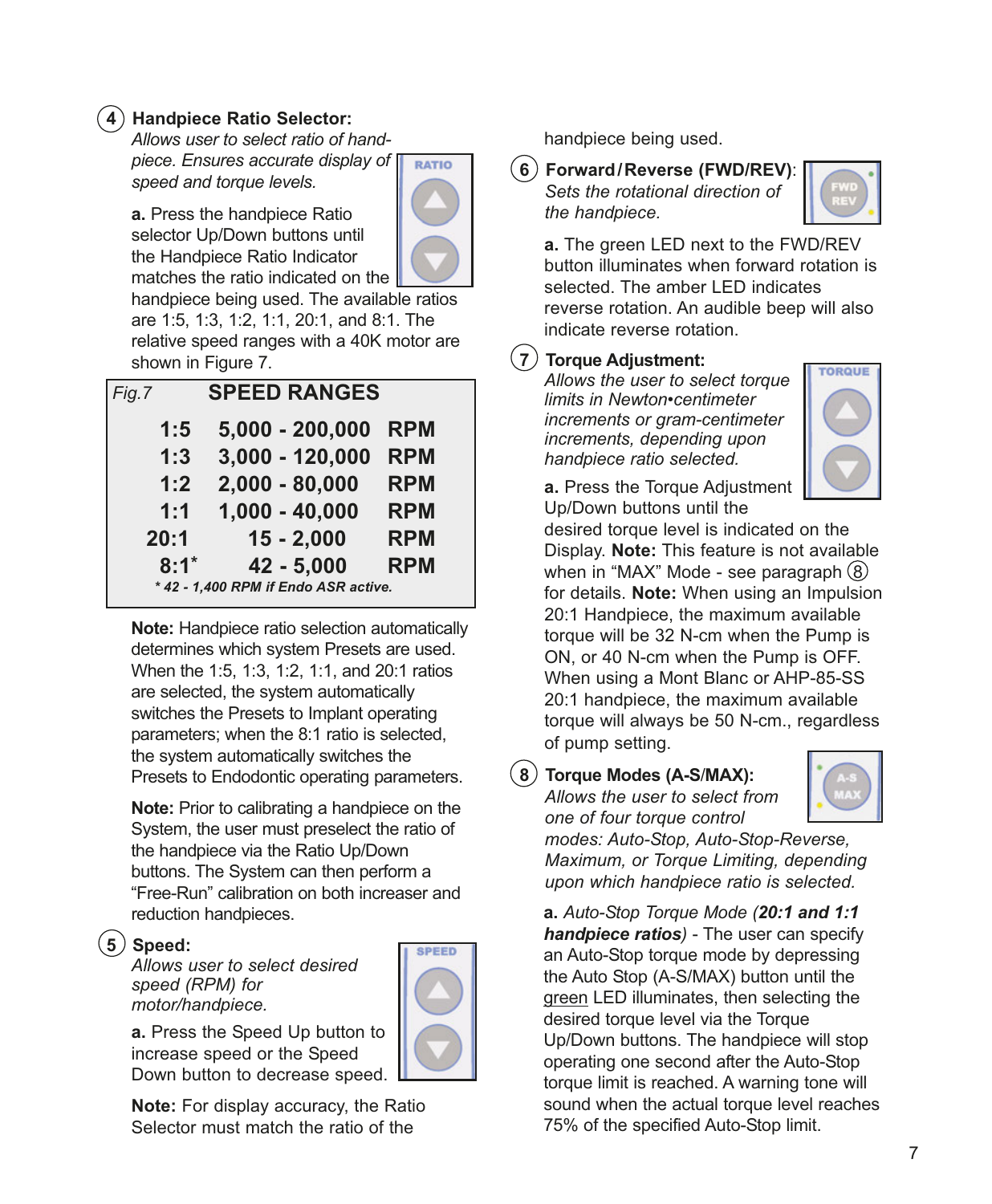### ④ Handpiece Ratio Selector:

*Allows user to select ratio of handpiece. Ensures accurate display of speed and torque levels.*

**a.** Press the handpiece Ratio selector Up/Down buttons until the Handpiece Ratio Indicator matches the ratio indicated on the handpiece being used. The available ratios are 1:5, 1:3, 1:2, 1:1, 20:1, and 8:1. The relative speed ranges with a 40K motor are shown in Figure 7.

*Fig.7* **SPEED RANGES**

| Ratio | Range | Unit |
|---|---|---|
| 1:5 | 5,000 - 200,000 | RPM |
| 1:3 | 3,000 - 120,000 | RPM |
| 1:2 | 2,000 - 80,000 | RPM |
| 1:1 | 1,000 - 40,000 | RPM |
| 20:1 | 15 - 2,000 | RPM |
| 8:1* | 42 - 5,000 | RPM |

*\* 42 - 1,400 RPM if Endo ASR active.*

**Note:** Handpiece ratio selection automatically determines which system Presets are used. When the 1:5, 1:3, 1:2, 1:1, and 20:1 ratios are selected, the system automatically switches the Presets to Implant operating parameters; when the 8:1 ratio is selected, the system automatically switches the Presets to Endodontic operating parameters.

**Note:** Prior to calibrating a handpiece on the System, the user must preselect the ratio of the handpiece via the Ratio Up/Down buttons. The System can then perform a "Free-Run" calibration on both increaser and reduction handpieces.

### ⑤ Speed:

*Allows user to select desired speed (RPM) for motor/handpiece.*

**a.** Press the Speed Up button to increase speed or the Speed Down button to decrease speed.

**Note:** For display accuracy, the Ratio Selector must match the ratio of the handpiece being used.

### ⑥ Forward/Reverse (FWD/REV):

*Sets the rotational direction of the handpiece.*

**a.** The green LED next to the FWD/REV button illuminates when forward rotation is selected. The amber LED indicates reverse rotation. An audible beep will also indicate reverse rotation.

### ⑦ Torque Adjustment:

*Allows the user to select torque limits in Newton•centimeter increments or gram-centimeter increments, depending upon handpiece ratio selected.*

**a.** Press the Torque Adjustment Up/Down buttons until the desired torque level is indicated on the Display. **Note:** This feature is not available when in "MAX" Mode - see paragraph ⑧ for details. **Note:** When using an Impulsion 20:1 Handpiece, the maximum available torque will be 32 N-cm when the Pump is ON, or 40 N-cm when the Pump is OFF. When using a Mont Blanc or AHP-85-SS 20:1 handpiece, the maximum available torque will always be 50 N-cm., regardless of pump setting.

### ⑧ Torque Modes (A-S/MAX):

*Allows the user to select from one of four torque control modes: Auto-Stop, Auto-Stop-Reverse, Maximum, or Torque Limiting, depending upon which handpiece ratio is selected.*

**a.** *Auto-Stop Torque Mode (**20:1 and 1:1 handpiece ratios**)* - The user can specify an Auto-Stop torque mode by depressing the Auto Stop (A-S/MAX) button until the green LED illuminates, then selecting the desired torque level via the Torque Up/Down buttons. The handpiece will stop operating one second after the Auto-Stop torque limit is reached. A warning tone will sound when the actual torque level reaches 75% of the specified Auto-Stop limit.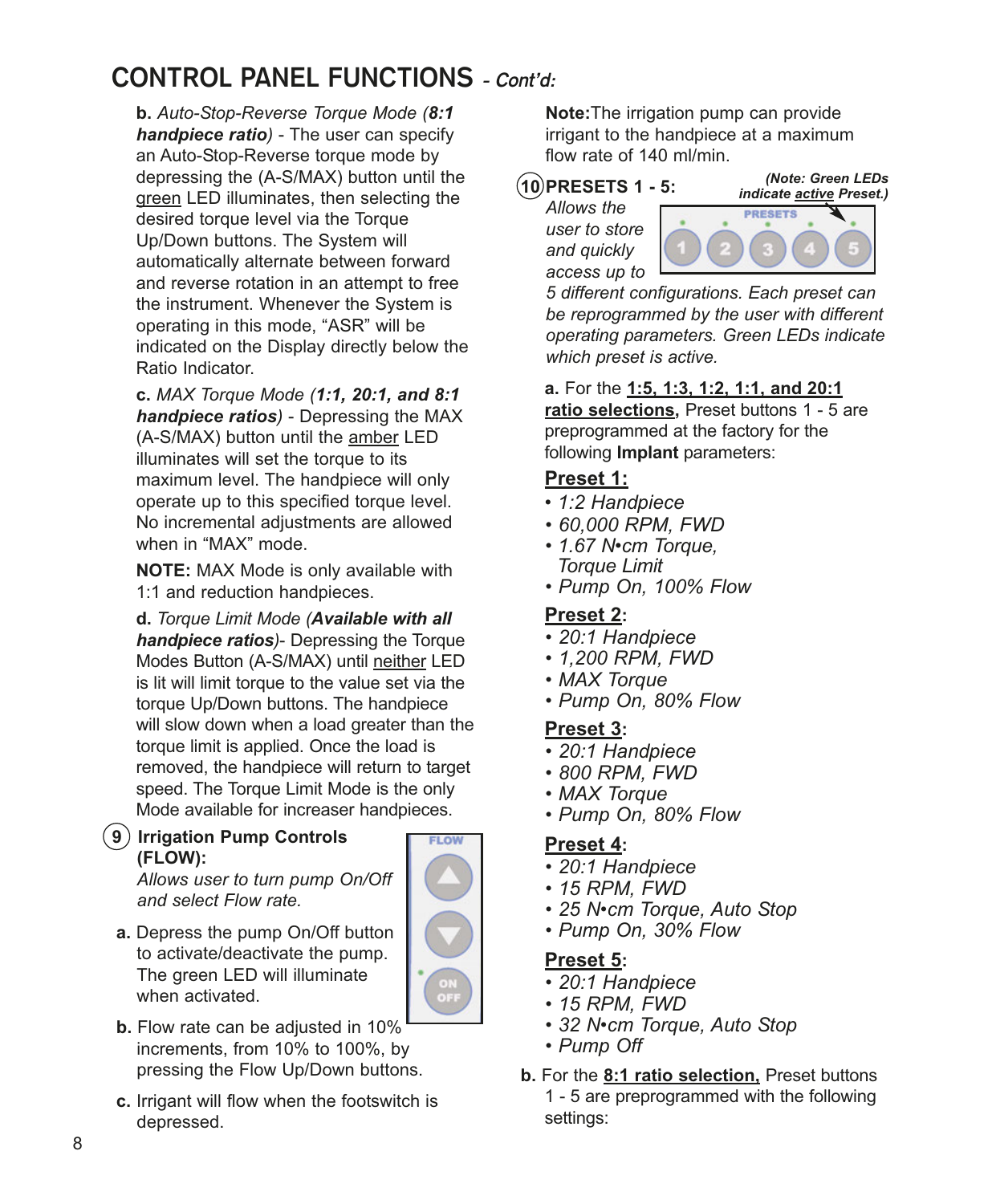## CONTROL PANEL FUNCTIONS *- Cont'd:*

**b.** *Auto-Stop-Reverse Torque Mode (**8:1 handpiece ratio**)* - The user can specify an Auto-Stop-Reverse torque mode by depressing the (A-S/MAX) button until the green LED illuminates, then selecting the desired torque level via the Torque Up/Down buttons. The System will automatically alternate between forward and reverse rotation in an attempt to free the instrument. Whenever the System is operating in this mode, "ASR" will be indicated on the Display directly below the Ratio Indicator.

**c.** *MAX Torque Mode (**1:1, 20:1, and 8:1 handpiece ratios**)* - Depressing the MAX (A-S/MAX) button until the amber LED illuminates will set the torque to its maximum level. The handpiece will only operate up to this specified torque level. No incremental adjustments are allowed when in "MAX" mode.

**NOTE:** MAX Mode is only available with 1:1 and reduction handpieces.

**d.** *Torque Limit Mode (**Available with all handpiece ratios**)*- Depressing the Torque Modes Button (A-S/MAX) until neither LED is lit will limit torque to the value set via the torque Up/Down buttons. The handpiece will slow down when a load greater than the torque limit is applied. Once the load is removed, the handpiece will return to target speed. The Torque Limit Mode is the only Mode available for increaser handpieces.

**(9) Irrigation Pump Controls (FLOW):**

*Allows user to turn pump On/Off and select Flow rate.*

**a.** Depress the pump On/Off button to activate/deactivate the pump. The green LED will illuminate when activated.

**b.** Flow rate can be adjusted in 10% increments, from 10% to 100%, by pressing the Flow Up/Down buttons.

**c.** Irrigant will flow when the footswitch is depressed.

**Note:** The irrigation pump can provide irrigant to the handpiece at a maximum flow rate of 140 ml/min.

**(10) PRESETS 1 - 5:**

***(Note: Green LEDs indicate active Preset.)***

*Allows the user to store and quickly access up to 5 different configurations. Each preset can be reprogrammed by the user with different operating parameters. Green LEDs indicate which preset is active.*

**a.** For the **1:5, 1:3, 1:2, 1:1, and 20:1 ratio selections,** Preset buttons 1 - 5 are preprogrammed at the factory for the following **Implant** parameters:

**Preset 1:**
- *1:2 Handpiece*
- *60,000 RPM, FWD*
- *1.67 N•cm Torque, Torque Limit*
- *Pump On, 100% Flow*

**Preset 2:**
- *20:1 Handpiece*
- *1,200 RPM, FWD*
- *MAX Torque*
- *Pump On, 80% Flow*

**Preset 3:**
- *20:1 Handpiece*
- *800 RPM, FWD*
- *MAX Torque*
- *Pump On, 80% Flow*

**Preset 4:**
- *20:1 Handpiece*
- *15 RPM, FWD*
- *25 N•cm Torque, Auto Stop*
- *Pump On, 30% Flow*

**Preset 5:**
- *20:1 Handpiece*
- *15 RPM, FWD*
- *32 N•cm Torque, Auto Stop*
- *Pump Off*

**b.** For the **8:1 ratio selection,** Preset buttons 1 - 5 are preprogrammed with the following settings: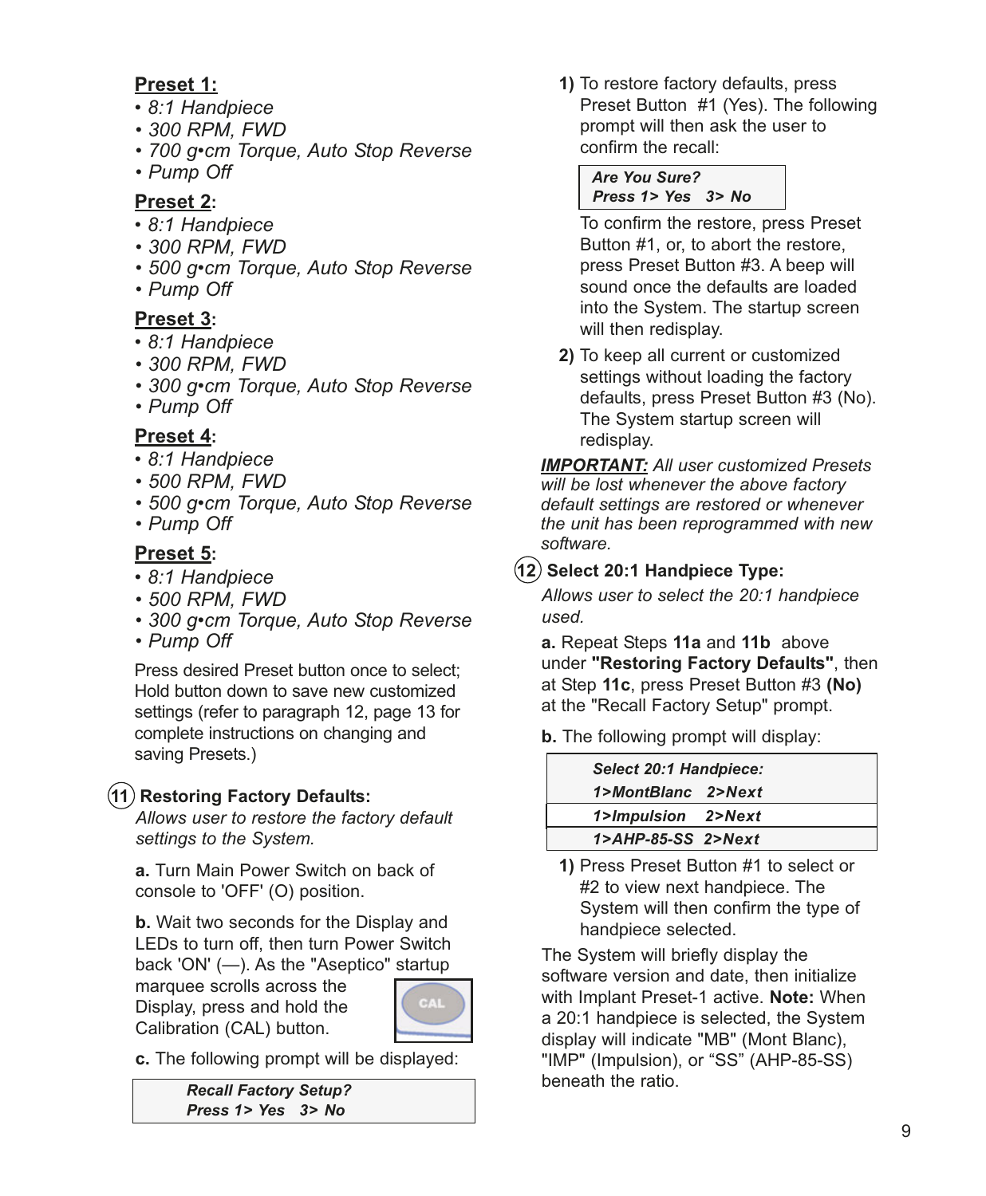**Preset 1:**

- *8:1 Handpiece*
- *300 RPM, FWD*
- *700 g•cm Torque, Auto Stop Reverse*
- *Pump Off*

**Preset 2:**

- *8:1 Handpiece*
- *300 RPM, FWD*
- *500 g•cm Torque, Auto Stop Reverse*
- *Pump Off*

**Preset 3:**

- *8:1 Handpiece*
- *300 RPM, FWD*
- *300 g•cm Torque, Auto Stop Reverse*
- *Pump Off*

**Preset 4:**

- *8:1 Handpiece*
- *500 RPM, FWD*
- *500 g•cm Torque, Auto Stop Reverse*
- *Pump Off*

**Preset 5:**

- *8:1 Handpiece*
- *500 RPM, FWD*
- *300 g•cm Torque, Auto Stop Reverse*
- *Pump Off*

Press desired Preset button once to select; Hold button down to save new customized settings (refer to paragraph 12, page 13 for complete instructions on changing and saving Presets.)

### (11) Restoring Factory Defaults:

*Allows user to restore the factory default settings to the System.*

**a.** Turn Main Power Switch on back of console to 'OFF' (O) position.

**b.** Wait two seconds for the Display and LEDs to turn off, then turn Power Switch back 'ON' (—). As the "Aseptico" startup marquee scrolls across the Display, press and hold the Calibration (CAL) button.

CAL

**c.** The following prompt will be displayed:

| ***Recall Factory Setup?*** |
| --- |
| ***Press 1> Yes 3> No*** |

**1)** To restore factory defaults, press Preset Button #1 (Yes). The following prompt will then ask the user to confirm the recall:

| ***Are You Sure?*** |
| --- |
| ***Press 1> Yes 3> No*** |

To confirm the restore, press Preset Button #1, or, to abort the restore, press Preset Button #3. A beep will sound once the defaults are loaded into the System. The startup screen will then redisplay.

**2)** To keep all current or customized settings without loading the factory defaults, press Preset Button #3 (No). The System startup screen will redisplay.

***IMPORTANT:*** *All user customized Presets will be lost whenever the above factory default settings are restored or whenever the unit has been reprogrammed with new software.*

### (12) Select 20:1 Handpiece Type:

*Allows user to select the 20:1 handpiece used.*

**a.** Repeat Steps **11a** and **11b** above under **"Restoring Factory Defaults"**, then at Step **11c**, press Preset Button #3 **(No)** at the "Recall Factory Setup" prompt.

**b.** The following prompt will display:

| ***Select 20:1 Handpiece:*** |
| --- |
| ***1>MontBlanc 2>Next*** |
| ***1>Impulsion 2>Next*** |
| ***1>AHP-85-SS 2>Next*** |

**1)** Press Preset Button #1 to select or #2 to view next handpiece. The System will then confirm the type of handpiece selected.

The System will briefly display the software version and date, then initialize with Implant Preset-1 active. **Note:** When a 20:1 handpiece is selected, the System display will indicate "MB" (Mont Blanc), "IMP" (Impulsion), or "SS" (AHP-85-SS) beneath the ratio.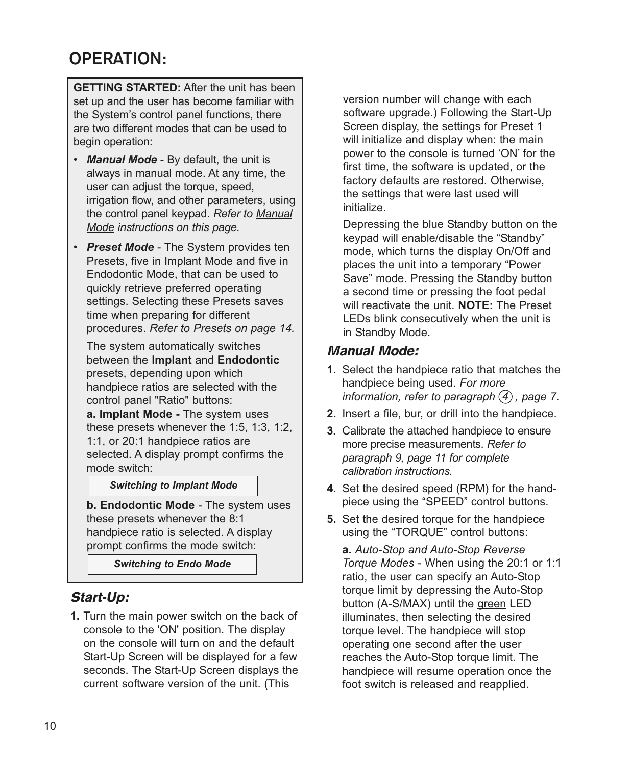# OPERATION:

**GETTING STARTED:** After the unit has been set up and the user has become familiar with the System's control panel functions, there are two different modes that can be used to begin operation:

- ***Manual Mode*** - By default, the unit is always in manual mode. At any time, the user can adjust the torque, speed, irrigation flow, and other parameters, using the control panel keypad. *Refer to Manual Mode instructions on this page.*
- ***Preset Mode*** - The System provides ten Presets, five in Implant Mode and five in Endodontic Mode, that can be used to quickly retrieve preferred operating settings. Selecting these Presets saves time when preparing for different procedures. *Refer to Presets on page 14.*

  The system automatically switches between the **Implant** and **Endodontic** presets, depending upon which handpiece ratios are selected with the control panel "Ratio" buttons:

  **a. Implant Mode -** The system uses these presets whenever the 1:5, 1:3, 1:2, 1:1, or 20:1 handpiece ratios are selected. A display prompt confirms the mode switch:

  ***Switching to Implant Mode***

  **b. Endodontic Mode** - The system uses these presets whenever the 8:1 handpiece ratio is selected. A display prompt confirms the mode switch:

  ***Switching to Endo Mode***

## *Start-Up:*

**1.** Turn the main power switch on the back of console to the 'ON' position. The display on the console will turn on and the default Start-Up Screen will be displayed for a few seconds. The Start-Up Screen displays the current software version of the unit. (This version number will change with each software upgrade.) Following the Start-Up Screen display, the settings for Preset 1 will initialize and display when: the main power to the console is turned 'ON' for the first time, the software is updated, or the factory defaults are restored. Otherwise, the settings that were last used will initialize.

Depressing the blue Standby button on the keypad will enable/disable the "Standby" mode, which turns the display On/Off and places the unit into a temporary "Power Save" mode. Pressing the Standby button a second time or pressing the foot pedal will reactivate the unit. **NOTE:** The Preset LEDs blink consecutively when the unit is in Standby Mode.

## *Manual Mode:*

**1.** Select the handpiece ratio that matches the handpiece being used. *For more information, refer to paragraph (4), page 7.*

**2.** Insert a file, bur, or drill into the handpiece.

**3.** Calibrate the attached handpiece to ensure more precise measurements. *Refer to paragraph 9, page 11 for complete calibration instructions.*

**4.** Set the desired speed (RPM) for the handpiece using the "SPEED" control buttons.

**5.** Set the desired torque for the handpiece using the "TORQUE" control buttons:

**a.** *Auto-Stop and Auto-Stop Reverse Torque Modes* - When using the 20:1 or 1:1 ratio, the user can specify an Auto-Stop torque limit by depressing the Auto-Stop button (A-S/MAX) until the green LED illuminates, then selecting the desired torque level. The handpiece will stop operating one second after the user reaches the Auto-Stop torque limit. The handpiece will resume operation once the foot switch is released and reapplied.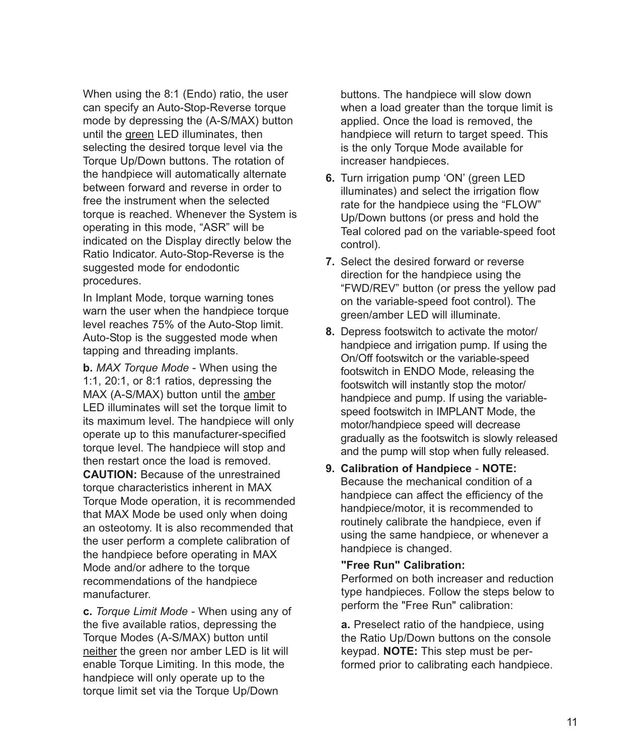When using the 8:1 (Endo) ratio, the user can specify an Auto-Stop-Reverse torque mode by depressing the (A-S/MAX) button until the green LED illuminates, then selecting the desired torque level via the Torque Up/Down buttons. The rotation of the handpiece will automatically alternate between forward and reverse in order to free the instrument when the selected torque is reached. Whenever the System is operating in this mode, “ASR” will be indicated on the Display directly below the Ratio Indicator. Auto-Stop-Reverse is the suggested mode for endodontic procedures.

In Implant Mode, torque warning tones warn the user when the handpiece torque level reaches 75% of the Auto-Stop limit. Auto-Stop is the suggested mode when tapping and threading implants.

**b.** *MAX Torque Mode* - When using the 1:1, 20:1, or 8:1 ratios, depressing the MAX (A-S/MAX) button until the amber LED illuminates will set the torque limit to its maximum level. The handpiece will only operate up to this manufacturer-specified torque level. The handpiece will stop and then restart once the load is removed. **CAUTION:** Because of the unrestrained torque characteristics inherent in MAX Torque Mode operation, it is recommended that MAX Mode be used only when doing an osteotomy. It is also recommended that the user perform a complete calibration of the handpiece before operating in MAX Mode and/or adhere to the torque recommendations of the handpiece manufacturer.

**c.** *Torque Limit Mode* - When using any of the five available ratios, depressing the Torque Modes (A-S/MAX) button until neither the green nor amber LED is lit will enable Torque Limiting. In this mode, the handpiece will only operate up to the torque limit set via the Torque Up/Down buttons. The handpiece will slow down when a load greater than the torque limit is applied. Once the load is removed, the handpiece will return to target speed. This is the only Torque Mode available for increaser handpieces.

6. Turn irrigation pump ‘ON’ (green LED illuminates) and select the irrigation flow rate for the handpiece using the “FLOW” Up/Down buttons (or press and hold the Teal colored pad on the variable-speed foot control).
7. Select the desired forward or reverse direction for the handpiece using the “FWD/REV” button (or press the yellow pad on the variable-speed foot control). The green/amber LED will illuminate.
8. Depress footswitch to activate the motor/handpiece and irrigation pump. If using the On/Off footswitch or the variable-speed footswitch in ENDO Mode, releasing the footswitch will instantly stop the motor/handpiece and pump. If using the variable-speed footswitch in IMPLANT Mode, the motor/handpiece speed will decrease gradually as the footswitch is slowly released and the pump will stop when fully released.
9. **Calibration of Handpiece** - **NOTE:** Because the mechanical condition of a handpiece can affect the efficiency of the handpiece/motor, it is recommended to routinely calibrate the handpiece, even if using the same handpiece, or whenever a handpiece is changed.

   **"Free Run" Calibration:**
   Performed on both increaser and reduction type handpieces. Follow the steps below to perform the "Free Run" calibration:

   **a.** Preselect ratio of the handpiece, using the Ratio Up/Down buttons on the console keypad. **NOTE:** This step must be performed prior to calibrating each handpiece.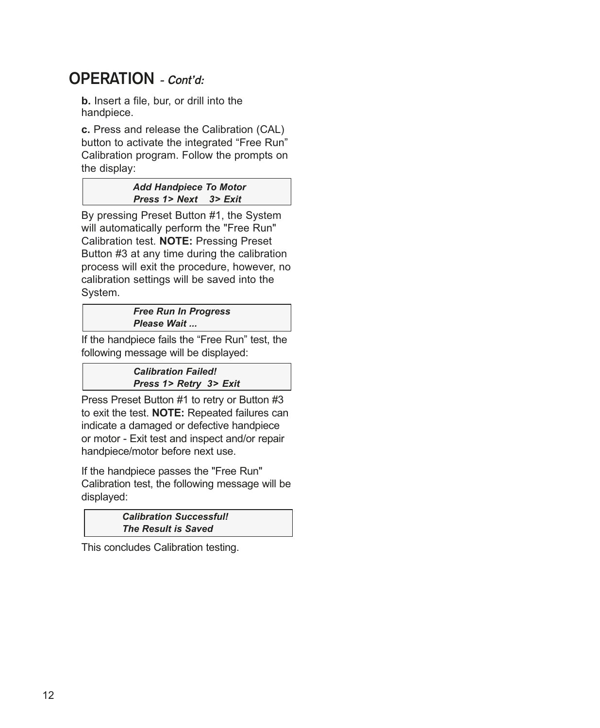## OPERATION - *Cont'd:*

**b.** Insert a file, bur, or drill into the handpiece.

**c.** Press and release the Calibration (CAL) button to activate the integrated "Free Run" Calibration program. Follow the prompts on the display:

| ***Add Handpiece To Motor***<br>***Press 1> Next 3> Exit*** |
|---|

By pressing Preset Button #1, the System will automatically perform the "Free Run" Calibration test. **NOTE:** Pressing Preset Button #3 at any time during the calibration process will exit the procedure, however, no calibration settings will be saved into the System.

| ***Free Run In Progress***<br>***Please Wait ...*** |
|---|

If the handpiece fails the "Free Run" test, the following message will be displayed:

| ***Calibration Failed!***<br>***Press 1> Retry 3> Exit*** |
|---|

Press Preset Button #1 to retry or Button #3 to exit the test. **NOTE:** Repeated failures can indicate a damaged or defective handpiece or motor - Exit test and inspect and/or repair handpiece/motor before next use.

If the handpiece passes the "Free Run" Calibration test, the following message will be displayed:

| ***Calibration Successful!***<br>***The Result is Saved*** |
|---|

This concludes Calibration testing.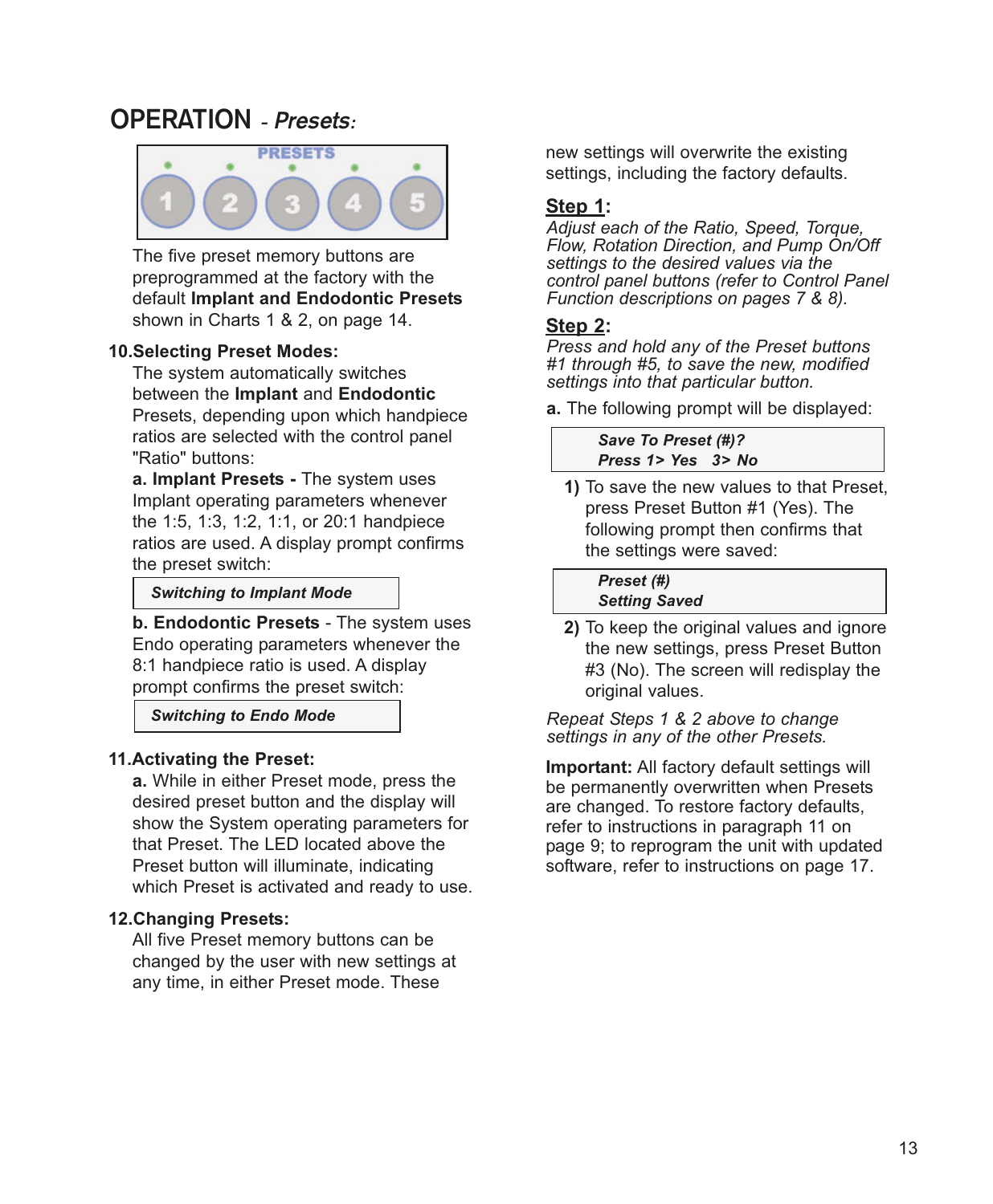# OPERATION - *Presets:*

The five preset memory buttons are preprogrammed at the factory with the default **Implant and Endodontic Presets** shown in Charts 1 & 2, on page 14.

**10. Selecting Preset Modes:**

The system automatically switches between the **Implant** and **Endodontic** Presets, depending upon which handpiece ratios are selected with the control panel "Ratio" buttons:

**a. Implant Presets -** The system uses Implant operating parameters whenever the 1:5, 1:3, 1:2, 1:1, or 20:1 handpiece ratios are used. A display prompt confirms the preset switch:

| ***Switching to Implant Mode*** |
|---|

**b. Endodontic Presets** - The system uses Endo operating parameters whenever the 8:1 handpiece ratio is used. A display prompt confirms the preset switch:

| ***Switching to Endo Mode*** |
|---|

**11. Activating the Preset:**

**a.** While in either Preset mode, press the desired preset button and the display will show the System operating parameters for that Preset. The LED located above the Preset button will illuminate, indicating which Preset is activated and ready to use.

**12. Changing Presets:**

All five Preset memory buttons can be changed by the user with new settings at any time, in either Preset mode. These new settings will overwrite the existing settings, including the factory defaults.

**Step 1:**
*Adjust each of the Ratio, Speed, Torque, Flow, Rotation Direction, and Pump On/Off settings to the desired values via the control panel buttons (refer to Control Panel Function descriptions on pages 7 & 8).*

**Step 2:**
*Press and hold any of the Preset buttons #1 through #5, to save the new, modified settings into that particular button.*

**a.** The following prompt will be displayed:

| ***Save To Preset (#)?*** <br> ***Press 1> Yes   3> No*** |
|---|

**1)** To save the new values to that Preset, press Preset Button #1 (Yes). The following prompt then confirms that the settings were saved:

| ***Preset (#)*** <br> ***Setting Saved*** |
|---|

**2)** To keep the original values and ignore the new settings, press Preset Button #3 (No). The screen will redisplay the original values.

*Repeat Steps 1 & 2 above to change settings in any of the other Presets.*

**Important:** All factory default settings will be permanently overwritten when Presets are changed. To restore factory defaults, refer to instructions in paragraph 11 on page 9; to reprogram the unit with updated software, refer to instructions on page 17.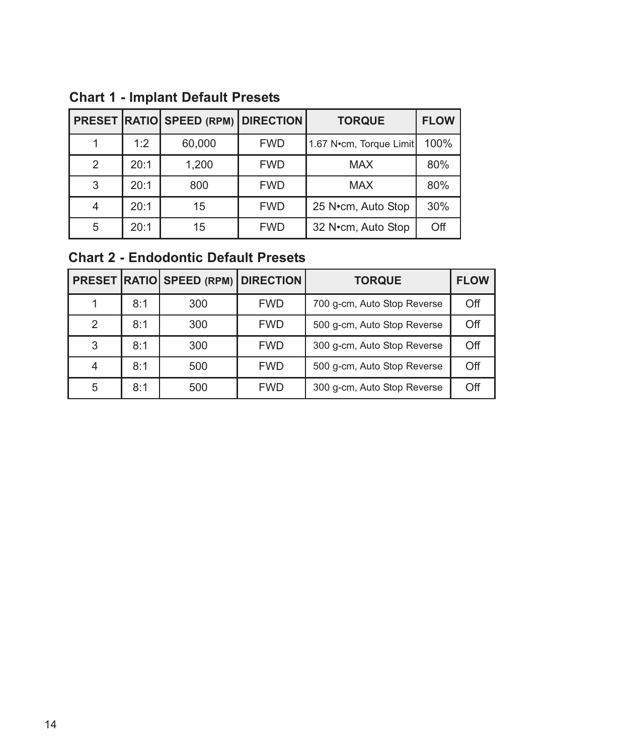## Chart 1 - Implant Default Presets

| PRESET | RATIO | SPEED (RPM) | DIRECTION | TORQUE | FLOW |
|---|---|---|---|---|---|
| 1 | 1:2 | 60,000 | FWD | 1.67 N•cm, Torque Limit | 100% |
| 2 | 20:1 | 1,200 | FWD | MAX | 80% |
| 3 | 20:1 | 800 | FWD | MAX | 80% |
| 4 | 20:1 | 15 | FWD | 25 N•cm, Auto Stop | 30% |
| 5 | 20:1 | 15 | FWD | 32 N•cm, Auto Stop | Off |

## Chart 2 - Endodontic Default Presets

| PRESET | RATIO | SPEED (RPM) | DIRECTION | TORQUE | FLOW |
|---|---|---|---|---|---|
| 1 | 8:1 | 300 | FWD | 700 g-cm, Auto Stop Reverse | Off |
| 2 | 8:1 | 300 | FWD | 500 g-cm, Auto Stop Reverse | Off |
| 3 | 8:1 | 300 | FWD | 300 g-cm, Auto Stop Reverse | Off |
| 4 | 8:1 | 500 | FWD | 500 g-cm, Auto Stop Reverse | Off |
| 5 | 8:1 | 500 | FWD | 300 g-cm, Auto Stop Reverse | Off |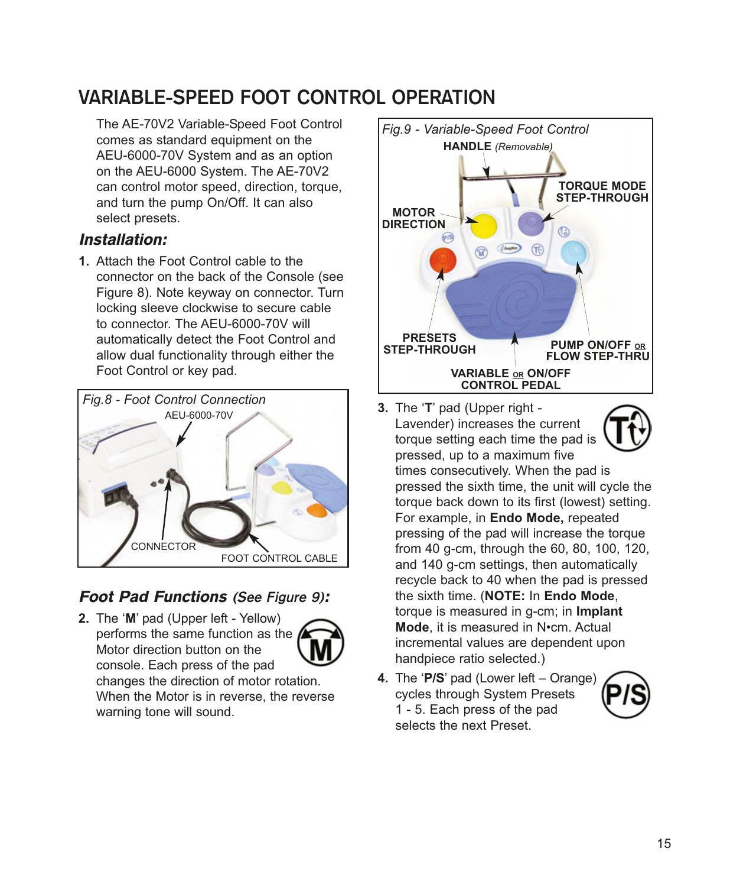# VARIABLE-SPEED FOOT CONTROL OPERATION

The AE-70V2 Variable-Speed Foot Control comes as standard equipment on the AEU-6000-70V System and as an option on the AEU-6000 System. The AE-70V2 can control motor speed, direction, torque, and turn the pump On/Off. It can also select presets.

## *Installation:*

1. Attach the Foot Control cable to the connector on the back of the Console (see Figure 8). Note keyway on connector. Turn locking sleeve clockwise to secure cable to connector. The AEU-6000-70V will automatically detect the Foot Control and allow dual functionality through either the Foot Control or key pad.

*Fig.8 - Foot Control Connection*

AEU-6000-70V

CONNECTOR

FOOT CONTROL CABLE

## *Foot Pad Functions (See Figure 9):*

2. The '**M**' pad (Upper left - Yellow) performs the same function as the Motor direction button on the console. Each press of the pad changes the direction of motor rotation. When the Motor is in reverse, the reverse warning tone will sound.

*Fig.9 - Variable-Speed Foot Control*

**HANDLE** *(Removable)*

**TORQUE MODE STEP-THROUGH**

**MOTOR DIRECTION**

**PRESETS STEP-THROUGH**

**PUMP ON/OFF OR FLOW STEP-THRU**

**VARIABLE OR ON/OFF CONTROL PEDAL**

3. The '**T**' pad (Upper right - Lavender) increases the current torque setting each time the pad is pressed, up to a maximum five times consecutively. When the pad is pressed the sixth time, the unit will cycle the torque back down to its first (lowest) setting. For example, in **Endo Mode,** repeated pressing of the pad will increase the torque from 40 g-cm, through the 60, 80, 100, 120, and 140 g-cm settings, then automatically recycle back to 40 when the pad is pressed the sixth time. (**NOTE:** In **Endo Mode**, torque is measured in g-cm; in **Implant Mode**, it is measured in N•cm. Actual incremental values are dependent upon handpiece ratio selected.)

4. The '**P/S**' pad (Lower left – Orange) cycles through System Presets 1 - 5. Each press of the pad selects the next Preset.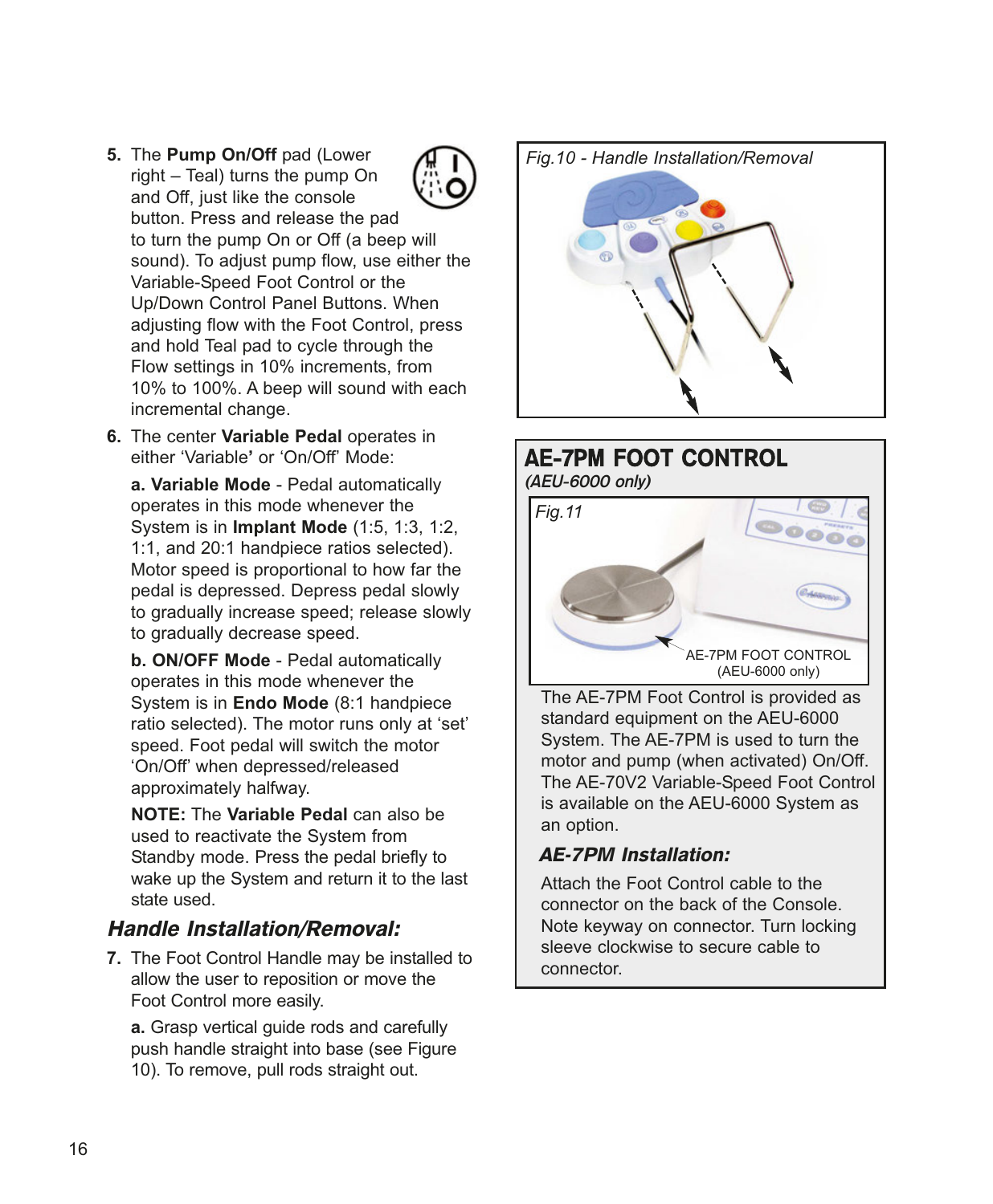5. The **Pump On/Off** pad (Lower right – Teal) turns the pump On and Off, just like the console button. Press and release the pad to turn the pump On or Off (a beep will sound). To adjust pump flow, use either the Variable-Speed Foot Control or the Up/Down Control Panel Buttons. When adjusting flow with the Foot Control, press and hold Teal pad to cycle through the Flow settings in 10% increments, from 10% to 100%. A beep will sound with each incremental change.

6. The center **Variable Pedal** operates in either 'Variable' or 'On/Off' Mode:

   **a. Variable Mode** - Pedal automatically operates in this mode whenever the System is in **Implant Mode** (1:5, 1:3, 1:2, 1:1, and 20:1 handpiece ratios selected). Motor speed is proportional to how far the pedal is depressed. Depress pedal slowly to gradually increase speed; release slowly to gradually decrease speed.

   **b. ON/OFF Mode** - Pedal automatically operates in this mode whenever the System is in **Endo Mode** (8:1 handpiece ratio selected). The motor runs only at 'set' speed. Foot pedal will switch the motor 'On/Off' when depressed/released approximately halfway.

   **NOTE:** The **Variable Pedal** can also be used to reactivate the System from Standby mode. Press the pedal briefly to wake up the System and return it to the last state used.

### *Handle Installation/Removal:*

7. The Foot Control Handle may be installed to allow the user to reposition or move the Foot Control more easily.

   **a.** Grasp vertical guide rods and carefully push handle straight into base (see Figure 10). To remove, pull rods straight out.

*Fig.10 - Handle Installation/Removal*

## AE-7PM FOOT CONTROL

***(AEU-6000 only)***

*Fig.11*

AE-7PM FOOT CONTROL (AEU-6000 only)

The AE-7PM Foot Control is provided as standard equipment on the AEU-6000 System. The AE-7PM is used to turn the motor and pump (when activated) On/Off. The AE-70V2 Variable-Speed Foot Control is available on the AEU-6000 System as an option.

### *AE-7PM Installation:*

Attach the Foot Control cable to the connector on the back of the Console. Note keyway on connector. Turn locking sleeve clockwise to secure cable to connector.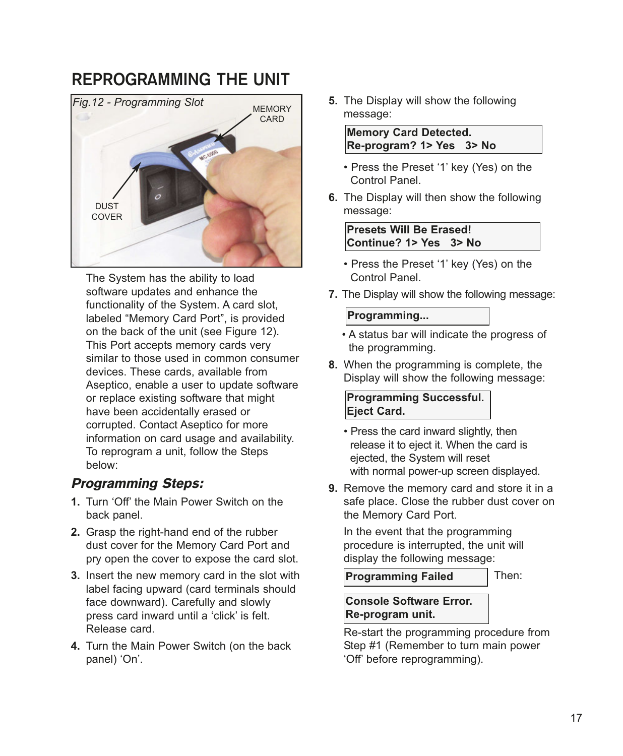# REPROGRAMMING THE UNIT

*Fig.12 - Programming Slot*

The System has the ability to load software updates and enhance the functionality of the System. A card slot, labeled "Memory Card Port", is provided on the back of the unit (see Figure 12). This Port accepts memory cards very similar to those used in common consumer devices. These cards, available from Aseptico, enable a user to update software or replace existing software that might have been accidentally erased or corrupted. Contact Aseptico for more information on card usage and availability. To reprogram a unit, follow the Steps below:

### *Programming Steps:*

1. Turn 'Off' the Main Power Switch on the back panel.
2. Grasp the right-hand end of the rubber dust cover for the Memory Card Port and pry open the cover to expose the card slot.
3. Insert the new memory card in the slot with label facing upward (card terminals should face downward). Carefully and slowly press card inward until a 'click' is felt. Release card.
4. Turn the Main Power Switch (on the back panel) 'On'.
5. The Display will show the following message:

   **Memory Card Detected.**
   **Re-program? 1> Yes 3> No**

   • Press the Preset '1' key (Yes) on the Control Panel.
6. The Display will then show the following message:

   **Presets Will Be Erased!**
   **Continue? 1> Yes 3> No**

   • Press the Preset '1' key (Yes) on the Control Panel.
7. The Display will show the following message:

   **Programming...**

   • A status bar will indicate the progress of the programming.
8. When the programming is complete, the Display will show the following message:

   **Programming Successful.**
   **Eject Card.**

   • Press the card inward slightly, then release it to eject it. When the card is ejected, the System will reset with normal power-up screen displayed.
9. Remove the memory card and store it in a safe place. Close the rubber dust cover on the Memory Card Port.

   In the event that the programming procedure is interrupted, the unit will display the following message:

   **Programming Failed** Then:

   **Console Software Error.**
   **Re-program unit.**

   Re-start the programming procedure from Step #1 (Remember to turn main power 'Off' before reprogramming).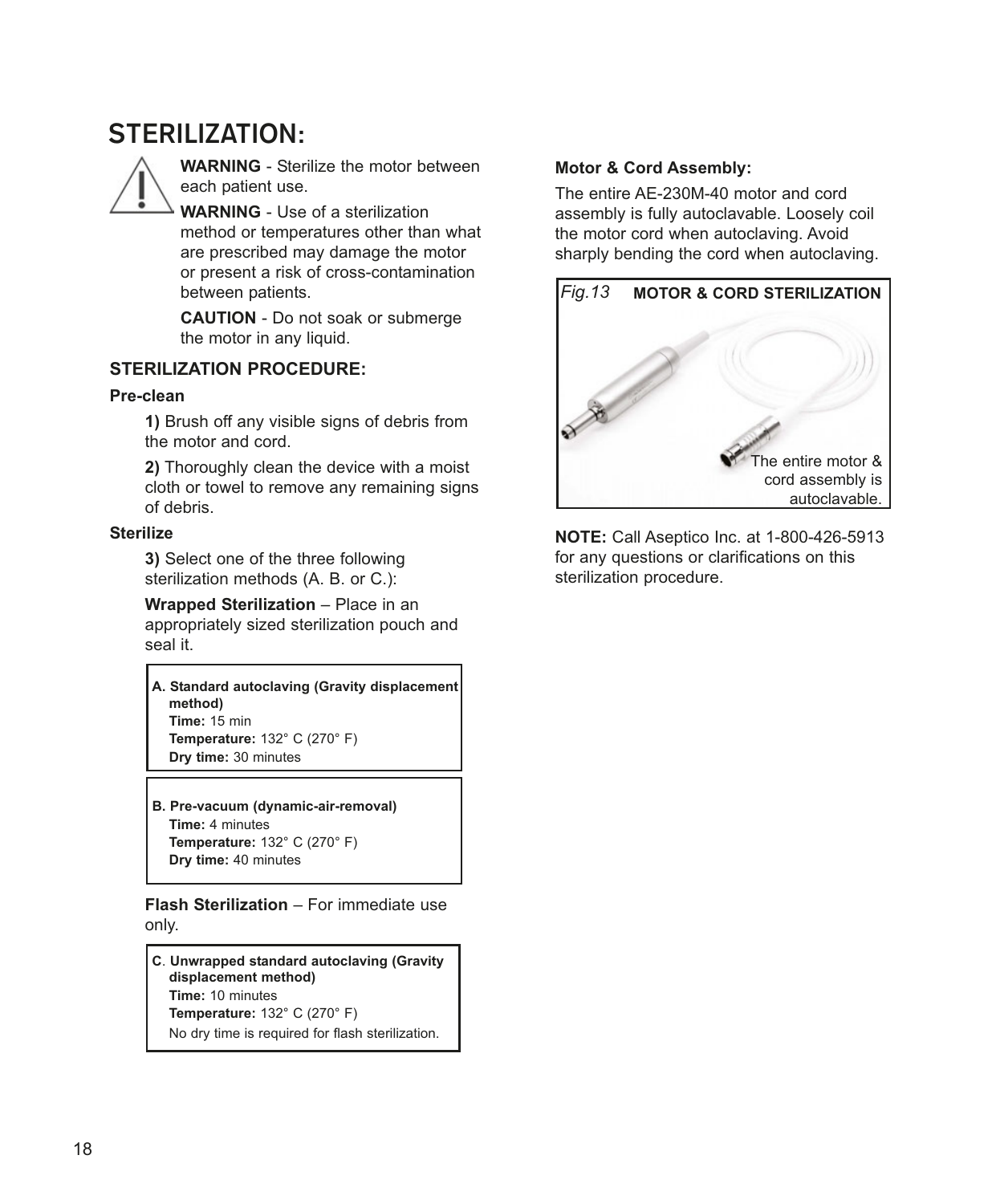# STERILIZATION:

**WARNING** - Sterilize the motor between each patient use.

**WARNING** - Use of a sterilization method or temperatures other than what are prescribed may damage the motor or present a risk of cross-contamination between patients.

**CAUTION** - Do not soak or submerge the motor in any liquid.

### STERILIZATION PROCEDURE:

**Pre-clean**

**1)** Brush off any visible signs of debris from the motor and cord.

**2)** Thoroughly clean the device with a moist cloth or towel to remove any remaining signs of debris.

**Sterilize**

**3)** Select one of the three following sterilization methods (A. B. or C.):

**Wrapped Sterilization** – Place in an appropriately sized sterilization pouch and seal it.

**A. Standard autoclaving (Gravity displacement method)**
**Time:** 15 min
**Temperature:** 132° C (270° F)
**Dry time:** 30 minutes

**B. Pre-vacuum (dynamic-air-removal)**
**Time:** 4 minutes
**Temperature:** 132° C (270° F)
**Dry time:** 40 minutes

**Flash Sterilization** – For immediate use only.

**C. Unwrapped standard autoclaving (Gravity displacement method)**
**Time:** 10 minutes
**Temperature:** 132° C (270° F)
No dry time is required for flash sterilization.

**Motor & Cord Assembly:**

The entire AE-230M-40 motor and cord assembly is fully autoclavable. Loosely coil the motor cord when autoclaving. Avoid sharply bending the cord when autoclaving.

*Fig.13* **MOTOR & CORD STERILIZATION**

The entire motor & cord assembly is autoclavable.

**NOTE:** Call Aseptico Inc. at 1-800-426-5913 for any questions or clarifications on this sterilization procedure.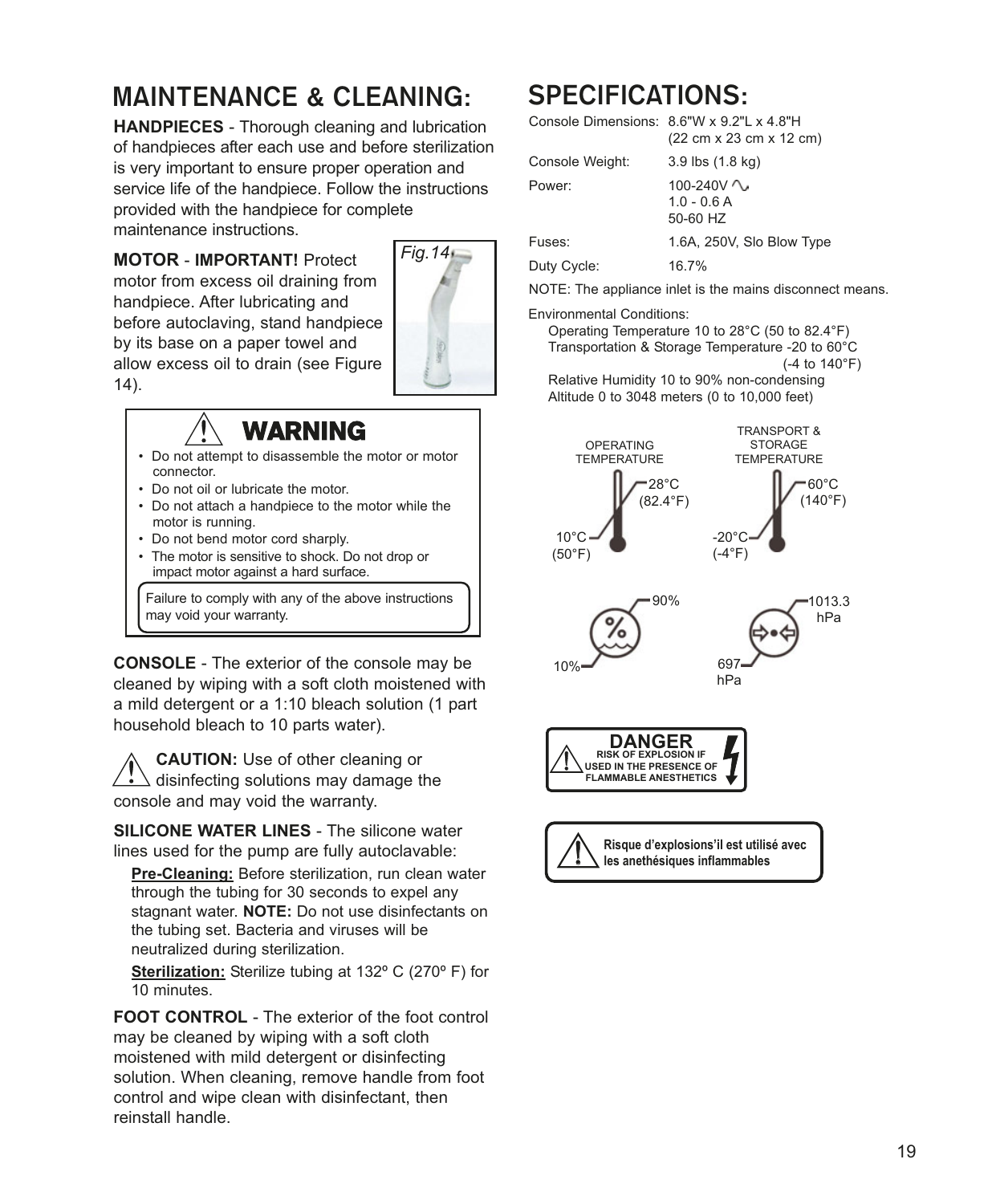# MAINTENANCE & CLEANING:

**HANDPIECES** - Thorough cleaning and lubrication of handpieces after each use and before sterilization is very important to ensure proper operation and service life of the handpiece. Follow the instructions provided with the handpiece for complete maintenance instructions.

**MOTOR** - **IMPORTANT!** Protect motor from excess oil draining from handpiece. After lubricating and before autoclaving, stand handpiece by its base on a paper towel and allow excess oil to drain (see Figure 14).

*Fig.14*

**WARNING**

- Do not attempt to disassemble the motor or motor connector.
- Do not oil or lubricate the motor.
- Do not attach a handpiece to the motor while the motor is running.
- Do not bend motor cord sharply.
- The motor is sensitive to shock. Do not drop or impact motor against a hard surface.

Failure to comply with any of the above instructions may void your warranty.

**CONSOLE** - The exterior of the console may be cleaned by wiping with a soft cloth moistened with a mild detergent or a 1:10 bleach solution (1 part household bleach to 10 parts water).

**CAUTION:** Use of other cleaning or disinfecting solutions may damage the console and may void the warranty.

**SILICONE WATER LINES** - The silicone water lines used for the pump are fully autoclavable:

**Pre-Cleaning:** Before sterilization, run clean water through the tubing for 30 seconds to expel any stagnant water. **NOTE:** Do not use disinfectants on the tubing set. Bacteria and viruses will be neutralized during sterilization.

**Sterilization:** Sterilize tubing at 132º C (270º F) for 10 minutes.

**FOOT CONTROL** - The exterior of the foot control may be cleaned by wiping with a soft cloth moistened with mild detergent or disinfecting solution. When cleaning, remove handle from foot control and wipe clean with disinfectant, then reinstall handle.

# SPECIFICATIONS:

| | |
|---|---|
| Console Dimensions: | 8.6"W x 9.2"L x 4.8"H (22 cm x 23 cm x 12 cm) |
| Console Weight: | 3.9 lbs (1.8 kg) |
| Power: | 100-240V ∿ 1.0 - 0.6 A 50-60 HZ |
| Fuses: | 1.6A, 250V, Slo Blow Type |
| Duty Cycle: | 16.7% |

NOTE: The appliance inlet is the mains disconnect means.

Environmental Conditions:

- Operating Temperature 10 to 28°C (50 to 82.4°F)
- Transportation & Storage Temperature -20 to 60°C (-4 to 140°F)
- Relative Humidity 10 to 90% non-condensing
- Altitude 0 to 3048 meters (0 to 10,000 feet)

OPERATING TEMPERATURE: 10°C (50°F) – 28°C (82.4°F)

TRANSPORT & STORAGE TEMPERATURE: -20°C (-4°F) – 60°C (140°F)

10% – 90%

697 hPa – 1013.3 hPa

**DANGER**
**RISK OF EXPLOSION IF USED IN THE PRESENCE OF FLAMMABLE ANESTHETICS**

**Risque d'explosions'il est utilisé avec les anethésiques inflammables**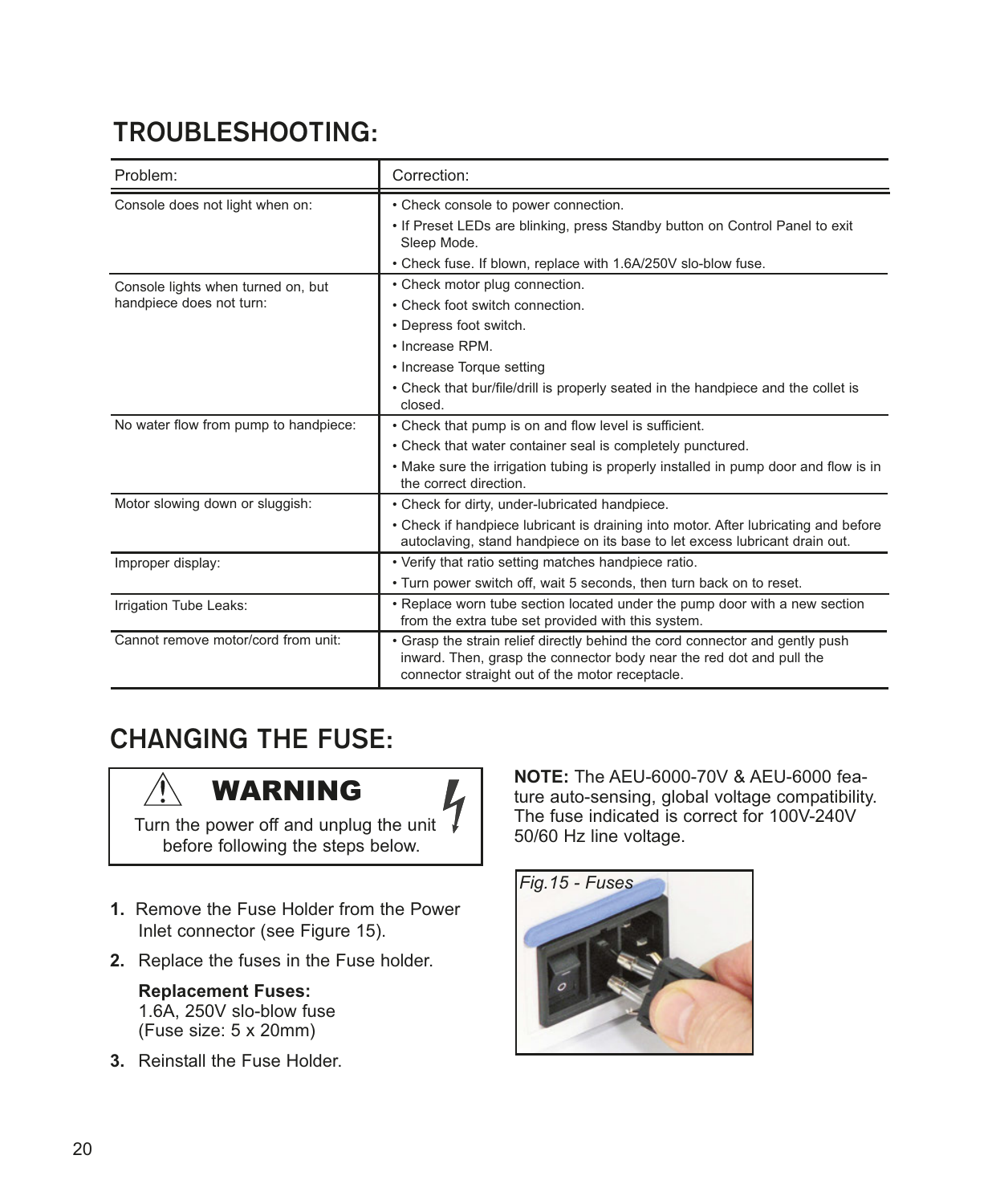## TROUBLESHOOTING:

| Problem: | Correction: |
|---|---|
| Console does not light when on: | • Check console to power connection.<br>• If Preset LEDs are blinking, press Standby button on Control Panel to exit Sleep Mode.<br>• Check fuse. If blown, replace with 1.6A/250V slo-blow fuse. |
| Console lights when turned on, but handpiece does not turn: | • Check motor plug connection.<br>• Check foot switch connection.<br>• Depress foot switch.<br>• Increase RPM.<br>• Increase Torque setting<br>• Check that bur/file/drill is properly seated in the handpiece and the collet is closed. |
| No water flow from pump to handpiece: | • Check that pump is on and flow level is sufficient.<br>• Check that water container seal is completely punctured.<br>• Make sure the irrigation tubing is properly installed in pump door and flow is in the correct direction. |
| Motor slowing down or sluggish: | • Check for dirty, under-lubricated handpiece.<br>• Check if handpiece lubricant is draining into motor. After lubricating and before autoclaving, stand handpiece on its base to let excess lubricant drain out. |
| Improper display: | • Verify that ratio setting matches handpiece ratio.<br>• Turn power switch off, wait 5 seconds, then turn back on to reset. |
| Irrigation Tube Leaks: | • Replace worn tube section located under the pump door with a new section from the extra tube set provided with this system. |
| Cannot remove motor/cord from unit: | • Grasp the strain relief directly behind the cord connector and gently push inward. Then, grasp the connector body near the red dot and pull the connector straight out of the motor receptacle. |

## CHANGING THE FUSE:

**⚠ WARNING**

Turn the power off and unplug the unit before following the steps below.

1. Remove the Fuse Holder from the Power Inlet connector (see Figure 15).
2. Replace the fuses in the Fuse holder.

   **Replacement Fuses:**
   1.6A, 250V slo-blow fuse
   (Fuse size: 5 x 20mm)

3. Reinstall the Fuse Holder.

**NOTE:** The AEU-6000-70V & AEU-6000 feature auto-sensing, global voltage compatibility. The fuse indicated is correct for 100V-240V 50/60 Hz line voltage.

*Fig.15 - Fuses*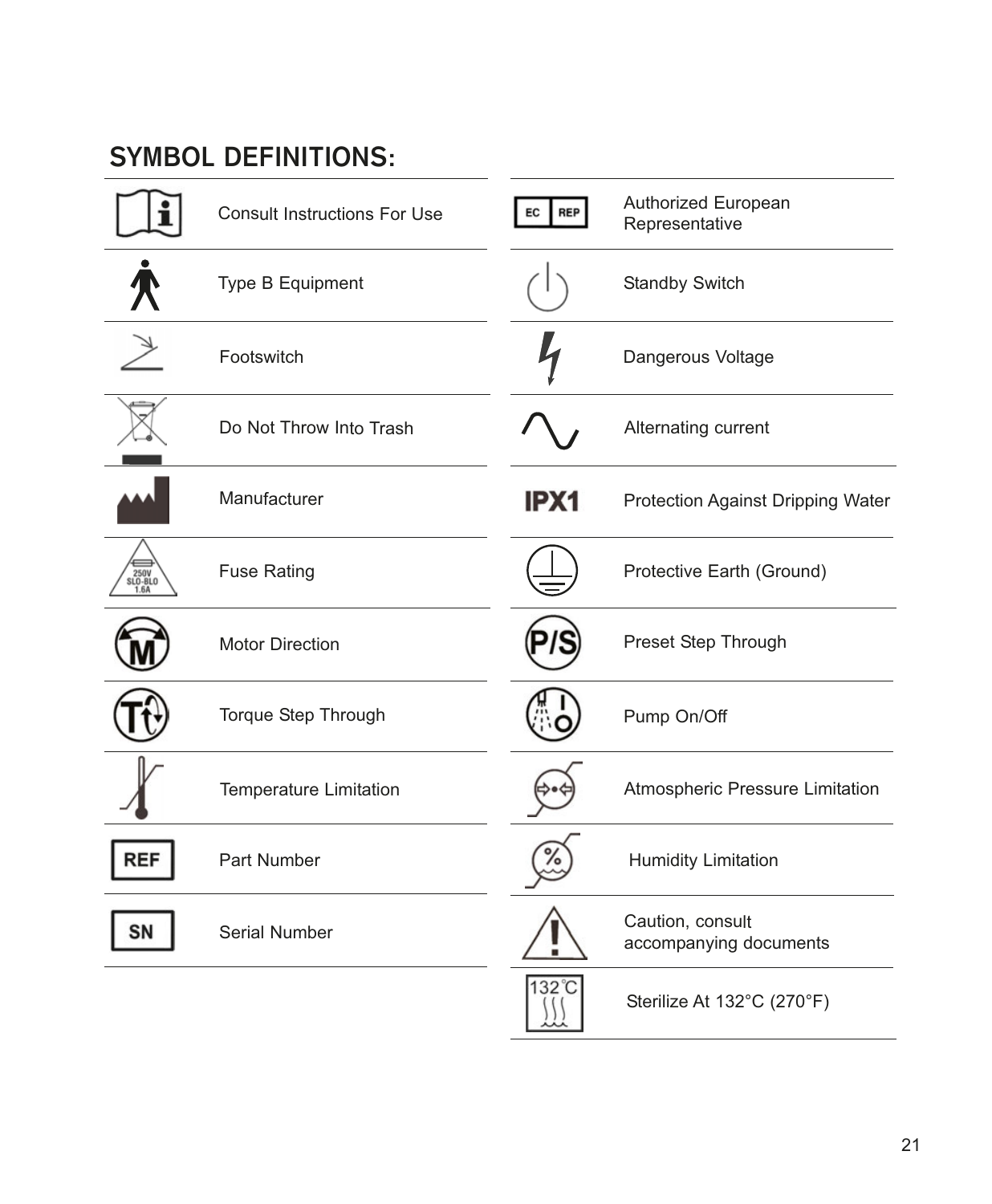## SYMBOL DEFINITIONS:

| Symbol | Definition |
|---|---|
| | Consult Instructions For Use |
| | Type B Equipment |
| | Footswitch |
| | Do Not Throw Into Trash |
| | Manufacturer |
| 250V SLO-BLO 1.6A | Fuse Rating |
| M | Motor Direction |
| T | Torque Step Through |
| | Temperature Limitation |
| REF | Part Number |
| SN | Serial Number |
| EC REP | Authorized European Representative |
| | Standby Switch |
| | Dangerous Voltage |
| | Alternating current |
| IPX1 | Protection Against Dripping Water |
| | Protective Earth (Ground) |
| P/S | Preset Step Through |
| | Pump On/Off |
| | Atmospheric Pressure Limitation |
| % | Humidity Limitation |
| ! | Caution, consult accompanying documents |
| 132°C | Sterilize At 132°C (270°F) |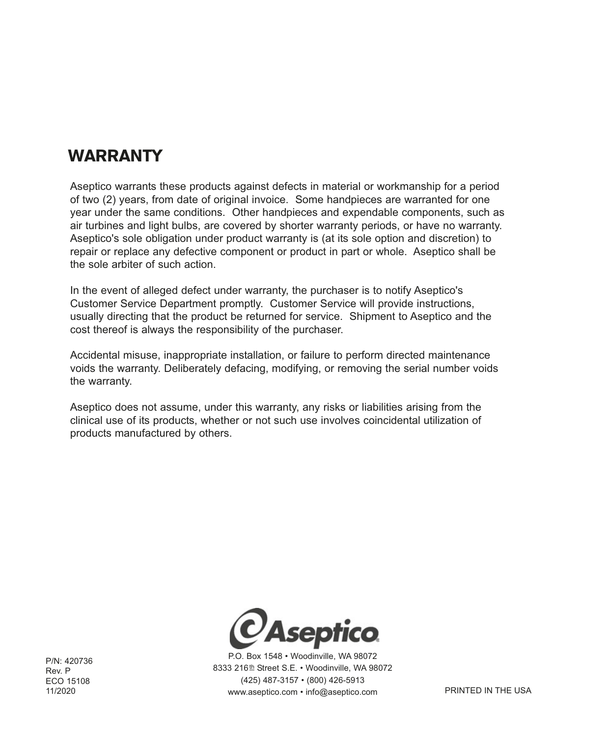# WARRANTY

Aseptico warrants these products against defects in material or workmanship for a period of two (2) years, from date of original invoice. Some handpieces are warranted for one year under the same conditions. Other handpieces and expendable components, such as air turbines and light bulbs, are covered by shorter warranty periods, or have no warranty. Aseptico's sole obligation under product warranty is (at its sole option and discretion) to repair or replace any defective component or product in part or whole. Aseptico shall be the sole arbiter of such action.

In the event of alleged defect under warranty, the purchaser is to notify Aseptico's Customer Service Department promptly. Customer Service will provide instructions, usually directing that the product be returned for service. Shipment to Aseptico and the cost thereof is always the responsibility of the purchaser.

Accidental misuse, inappropriate installation, or failure to perform directed maintenance voids the warranty. Deliberately defacing, modifying, or removing the serial number voids the warranty.

Aseptico does not assume, under this warranty, any risks or liabilities arising from the clinical use of its products, whether or not such use involves coincidental utilization of products manufactured by others.

Aseptico

P.O. Box 1548 • Woodinville, WA 98072
8333 216th Street S.E. • Woodinville, WA 98072
(425) 487-3157 • (800) 426-5913
www.aseptico.com • info@aseptico.com

P/N: 420736
Rev. P
ECO 15108
11/2020

PRINTED IN THE USA